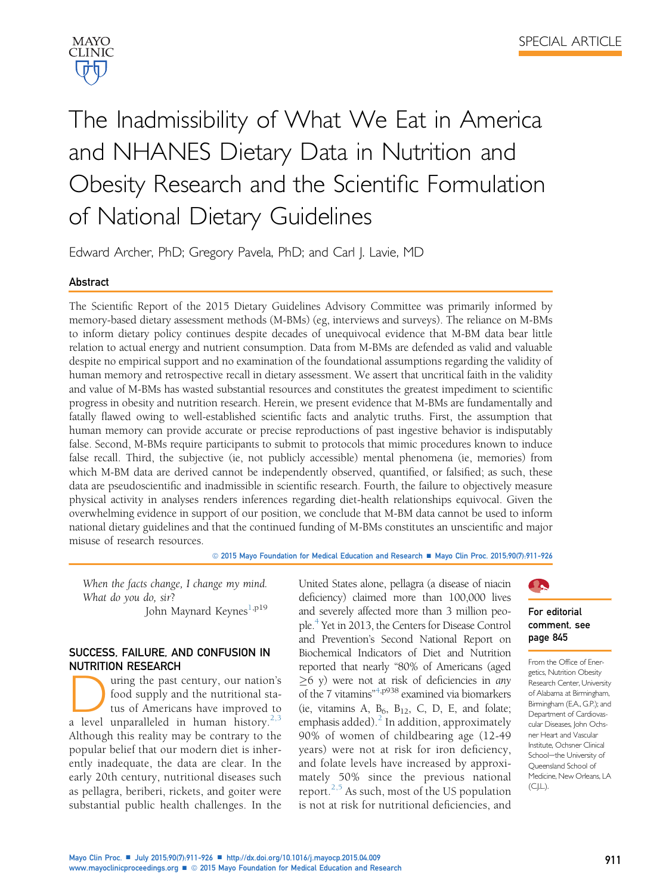SPECIAL ARTICLE

# The Inadmissibility of What We Eat in America and NHANES Dietary Data in Nutrition and Obesity Research and the Scientific Formulation of National Dietary Guidelines

Edward Archer, PhD; Gregory Pavela, PhD; and Carl J. Lavie, MD

## Abstract

The Scientific Report of the 2015 Dietary Guidelines Advisory Committee was primarily informed by memory-based dietary assessment methods (M-BMs) (eg, interviews and surveys). The reliance on M-BMs to inform dietary policy continues despite decades of unequivocal evidence that M-BM data bear little relation to actual energy and nutrient consumption. Data from M-BMs are defended as valid and valuable despite no empirical support and no examination of the foundational assumptions regarding the validity of human memory and retrospective recall in dietary assessment. We assert that uncritical faith in the validity and value of M-BMs has wasted substantial resources and constitutes the greatest impediment to scientific progress in obesity and nutrition research. Herein, we present evidence that M-BMs are fundamentally and fatally flawed owing to well-established scientific facts and analytic truths. First, the assumption that human memory can provide accurate or precise reproductions of past ingestive behavior is indisputably false. Second, M-BMs require participants to submit to protocols that mimic procedures known to induce false recall. Third, the subjective (ie, not publicly accessible) mental phenomena (ie, memories) from which M-BM data are derived cannot be independently observed, quantified, or falsified; as such, these data are pseudoscientific and inadmissible in scientific research. Fourth, the failure to objectively measure physical activity in analyses renders inferences regarding diet-health relationships equivocal. Given the overwhelming evidence in support of our position, we conclude that M-BM data cannot be used to inform national dietary guidelines and that the continued funding of M-BMs constitutes an unscientific and major misuse of research resources.

© 2015 Mayo Foundation for Medical Education and Research ■ Mayo Clin Proc. 2015;90(7):911-926

For editorial comment, see page 845

From the Office of Energetics, Nutrition Obesity Research Center, University of Alabama at Birmingham, Birmingham (E.A., G.P.); and Department of Cardiovascular Diseases, John Ochsner Heart and Vascular Institute, Ochsner Clinical School—the University of Queensland School of Medicine, New Orleans, LA (C.J.L.).

*When the facts change, I change my mind. What do you do, sir?*

John Maynard Keynes[1,p19]

## SUCCESS, FAILURE, AND CONFUSION IN NUTRITION RESEARCH

During the past century, our nation's food supply and the nutritional status of Americans have improved to a level unparalleled in human history.[2,3] Although this reality may be contrary to the popular belief that our modern diet is inherently inadequate, the data are clear. In the early 20th century, nutritional diseases such as pellagra, beriberi, rickets, and goiter were substantial public health challenges. In the United States alone, pellagra (a disease of niacin deficiency) claimed more than 100,000 lives and severely affected more than 3 million people.[4] Yet in 2013, the Centers for Disease Control and Prevention's Second National Report on Biochemical Indicators of Diet and Nutrition reported that nearly "80% of Americans (aged ≥6 y) were not at risk of deficiencies in *any* of the 7 vitamins"[4,p938] examined via biomarkers (ie, vitamins A, $B_6$, $B_{12}$, C, D, E, and folate; emphasis added).[2] In addition, approximately 90% of women of childbearing age (12-49 years) were not at risk for iron deficiency, and folate levels have increased by approximately 50% since the previous national report.[2,5] As such, most of the US population is not at risk for nutritional deficiencies, and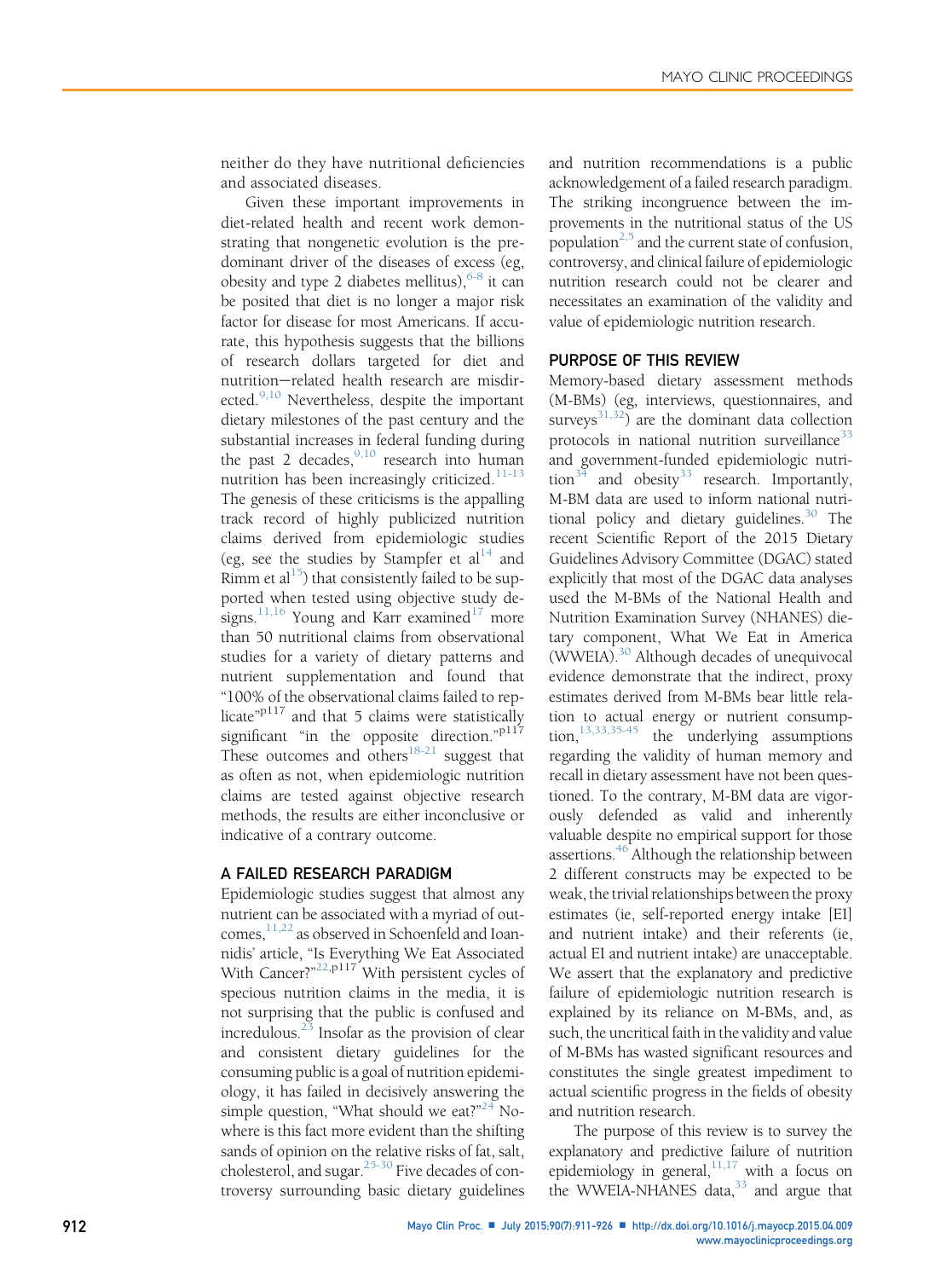neither do they have nutritional deficiencies and associated diseases.

Given these important improvements in diet-related health and recent work demonstrating that nongenetic evolution is the predominant driver of the diseases of excess (eg, obesity and type 2 diabetes mellitus),[6-8] it can be posited that diet is no longer a major risk factor for disease for most Americans. If accurate, this hypothesis suggests that the billions of research dollars targeted for diet and nutrition−related health research are misdirected.[9,10] Nevertheless, despite the important dietary milestones of the past century and the substantial increases in federal funding during the past 2 decades,[9,10] research into human nutrition has been increasingly criticized.[11-13] The genesis of these criticisms is the appalling track record of highly publicized nutrition claims derived from epidemiologic studies (eg, see the studies by Stampfer et al[14] and Rimm et al[15]) that consistently failed to be supported when tested using objective study designs.[11,16] Young and Karr examined[17] more than 50 nutritional claims from observational studies for a variety of dietary patterns and nutrient supplementation and found that "100% of the observational claims failed to replicate"[p117] and that 5 claims were statistically significant "in the opposite direction."[p117] These outcomes and others[18-21] suggest that as often as not, when epidemiologic nutrition claims are tested against objective research methods, the results are either inconclusive or indicative of a contrary outcome.

## A FAILED RESEARCH PARADIGM

Epidemiologic studies suggest that almost any nutrient can be associated with a myriad of outcomes,[11,22] as observed in Schoenfeld and Ioannidis' article, "Is Everything We Eat Associated With Cancer?"[22,p117] With persistent cycles of specious nutrition claims in the media, it is not surprising that the public is confused and incredulous.[23] Insofar as the provision of clear and consistent dietary guidelines for the consuming public is a goal of nutrition epidemiology, it has failed in decisively answering the simple question, "What should we eat?"[24] Nowhere is this fact more evident than the shifting sands of opinion on the relative risks of fat, salt, cholesterol, and sugar.[25-30] Five decades of controversy surrounding basic dietary guidelines and nutrition recommendations is a public acknowledgement of a failed research paradigm. The striking incongruence between the improvements in the nutritional status of the US population[2,5] and the current state of confusion, controversy, and clinical failure of epidemiologic nutrition research could not be clearer and necessitates an examination of the validity and value of epidemiologic nutrition research.

## PURPOSE OF THIS REVIEW

Memory-based dietary assessment methods (M-BMs) (eg, interviews, questionnaires, and surveys[31,32]) are the dominant data collection protocols in national nutrition surveillance[33] and government-funded epidemiologic nutrition[34] and obesity[33] research. Importantly, M-BM data are used to inform national nutritional policy and dietary guidelines.[30] The recent Scientific Report of the 2015 Dietary Guidelines Advisory Committee (DGAC) stated explicitly that most of the DGAC data analyses used the M-BMs of the National Health and Nutrition Examination Survey (NHANES) dietary component, What We Eat in America (WWEIA).[30] Although decades of unequivocal evidence demonstrate that the indirect, proxy estimates derived from M-BMs bear little relation to actual energy or nutrient consumption,[13,33,35-45] the underlying assumptions regarding the validity of human memory and recall in dietary assessment have not been questioned. To the contrary, M-BM data are vigorously defended as valid and inherently valuable despite no empirical support for those assertions.[46] Although the relationship between 2 different constructs may be expected to be weak, the trivial relationships between the proxy estimates (ie, self-reported energy intake [EI] and nutrient intake) and their referents (ie, actual EI and nutrient intake) are unacceptable. We assert that the explanatory and predictive failure of epidemiologic nutrition research is explained by its reliance on M-BMs, and, as such, the uncritical faith in the validity and value of M-BMs has wasted significant resources and constitutes the single greatest impediment to actual scientific progress in the fields of obesity and nutrition research.

The purpose of this review is to survey the explanatory and predictive failure of nutrition epidemiology in general,[11,17] with a focus on the WWEIA-NHANES data,[33] and argue that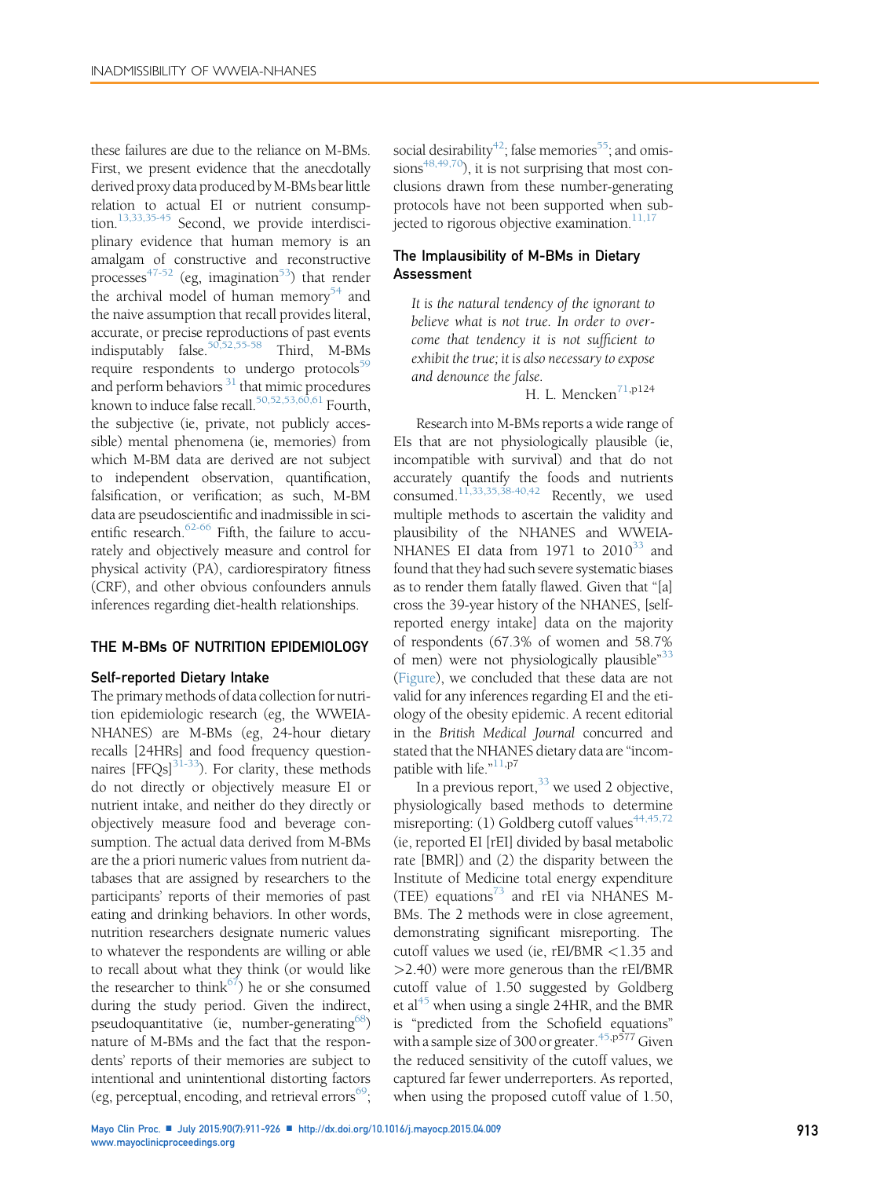these failures are due to the reliance on M-BMs. First, we present evidence that the anecdotally derived proxy data produced by M-BMs bear little relation to actual EI or nutrient consumption.[13,33,35-45] Second, we provide interdisciplinary evidence that human memory is an amalgam of constructive and reconstructive processes[47-52] (eg, imagination[53]) that render the archival model of human memory[54] and the naive assumption that recall provides literal, accurate, or precise reproductions of past events indisputably false.[50,52,55-58] Third, M-BMs require respondents to undergo protocols[59] and perform behaviors [31] that mimic procedures known to induce false recall.[50,52,53,60,61] Fourth, the subjective (ie, private, not publicly accessible) mental phenomena (ie, memories) from which M-BM data are derived are not subject to independent observation, quantification, falsification, or verification; as such, M-BM data are pseudoscientific and inadmissible in scientific research.[62-66] Fifth, the failure to accurately and objectively measure and control for physical activity (PA), cardiorespiratory fitness (CRF), and other obvious confounders annuls inferences regarding diet-health relationships.

## THE M-BMs OF NUTRITION EPIDEMIOLOGY

### Self-reported Dietary Intake

The primary methods of data collection for nutrition epidemiologic research (eg, the WWEIA-NHANES) are M-BMs (eg, 24-hour dietary recalls [24HRs] and food frequency questionnaires [FFQs][31-33]). For clarity, these methods do not directly or objectively measure EI or nutrient intake, and neither do they directly or objectively measure food and beverage consumption. The actual data derived from M-BMs are the a priori numeric values from nutrient databases that are assigned by researchers to the participants' reports of their memories of past eating and drinking behaviors. In other words, nutrition researchers designate numeric values to whatever the respondents are willing or able to recall about what they think (or would like the researcher to think[67]) he or she consumed during the study period. Given the indirect, pseudoquantitative (ie, number-generating[68]) nature of M-BMs and the fact that the respondents' reports of their memories are subject to intentional and unintentional distorting factors (eg, perceptual, encoding, and retrieval errors[69]; social desirability[42]; false memories[55]; and omissions[48,49,70]), it is not surprising that most conclusions drawn from these number-generating protocols have not been supported when subjected to rigorous objective examination.[11,17]

### The Implausibility of M-BMs in Dietary Assessment

> *It is the natural tendency of the ignorant to believe what is not true. In order to overcome that tendency it is not sufficient to exhibit the true; it is also necessary to expose and denounce the false.*
>
> H. L. Mencken[71,p124]

Research into M-BMs reports a wide range of EIs that are not physiologically plausible (ie, incompatible with survival) and that do not accurately quantify the foods and nutrients consumed.[11,33,35,38-40,42] Recently, we used multiple methods to ascertain the validity and plausibility of the NHANES and WWEIA-NHANES EI data from 1971 to 2010[33] and found that they had such severe systematic biases as to render them fatally flawed. Given that "[a]cross the 39-year history of the NHANES, [self-reported energy intake] data on the majority of respondents (67.3% of women and 58.7% of men) were not physiologically plausible"[33] (Figure), we concluded that these data are not valid for any inferences regarding EI and the etiology of the obesity epidemic. A recent editorial in the *British Medical Journal* concurred and stated that the NHANES dietary data are "incompatible with life."[11,p7]

In a previous report,[33] we used 2 objective, physiologically based methods to determine misreporting: (1) Goldberg cutoff values[44,45,72] (ie, reported EI [rEI] divided by basal metabolic rate [BMR]) and (2) the disparity between the Institute of Medicine total energy expenditure (TEE) equations[73] and rEI via NHANES M-BMs. The 2 methods were in close agreement, demonstrating significant misreporting. The cutoff values we used (ie, rEI/BMR <1.35 and >2.40) were more generous than the rEI/BMR cutoff value of 1.50 suggested by Goldberg et al[45] when using a single 24HR, and the BMR is "predicted from the Schofield equations" with a sample size of 300 or greater.[45,p577] Given the reduced sensitivity of the cutoff values, we captured far fewer underreporters. As reported, when using the proposed cutoff value of 1.50,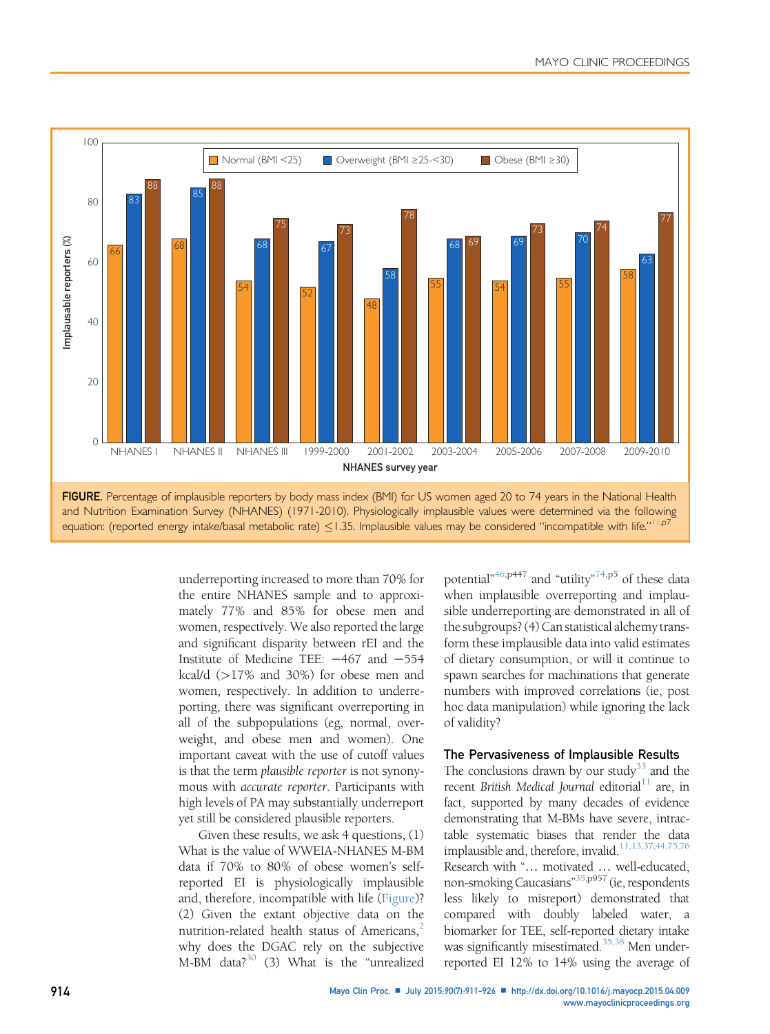**FIGURE.** Percentage of implausible reporters by body mass index (BMI) for US women aged 20 to 74 years in the National Health and Nutrition Examination Survey (NHANES) (1971-2010). Physiologically implausible values were determined via the following equation: (reported energy intake/basal metabolic rate) ≤1.35. Implausible values may be considered "incompatible with life."[11,p7]

underreporting increased to more than 70% for the entire NHANES sample and to approximately 77% and 85% for obese men and women, respectively. We also reported the large and significant disparity between rEI and the Institute of Medicine TEE: −467 and −554 kcal/d (>17% and 30%) for obese men and women, respectively. In addition to underreporting, there was significant overreporting in all of the subpopulations (eg, normal, overweight, and obese men and women). One important caveat with the use of cutoff values is that the term *plausible reporter* is not synonymous with *accurate reporter*. Participants with high levels of PA may substantially underreport yet still be considered plausible reporters.

Given these results, we ask 4 questions, (1) What is the value of WWEIA-NHANES M-BM data if 70% to 80% of obese women's self-reported EI is physiologically implausible and, therefore, incompatible with life (Figure)? (2) Given the extant objective data on the nutrition-related health status of Americans,[2] why does the DGAC rely on the subjective M-BM data?[30] (3) What is the "unrealized potential"[46,p447] and "utility"[74,p5] of these data when implausible overreporting and implausible underreporting are demonstrated in all of the subgroups? (4) Can statistical alchemy transform these implausible data into valid estimates of dietary consumption, or will it continue to spawn searches for machinations that generate numbers with improved correlations (ie, post hoc data manipulation) while ignoring the lack of validity?

## The Pervasiveness of Implausible Results

The conclusions drawn by our study[33] and the recent *British Medical Journal* editorial[11] are, in fact, supported by many decades of evidence demonstrating that M-BMs have severe, intractable systematic biases that render the data implausible and, therefore, invalid.[11,13,37,44,75,76] Research with "… motivated … well-educated, non-smoking Caucasians"[35,p957] (ie, respondents less likely to misreport) demonstrated that compared with doubly labeled water, a biomarker for TEE, self-reported dietary intake was significantly misestimated.[35,38] Men underreported EI 12% to 14% using the average of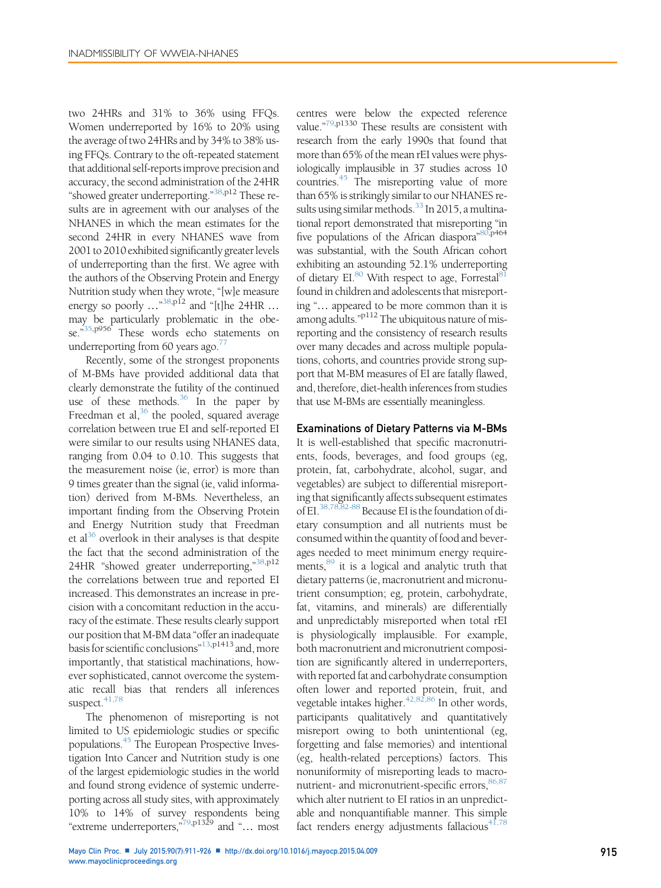two 24HRs and 31% to 36% using FFQs. Women underreported by 16% to 20% using the average of two 24HRs and by 34% to 38% using FFQs. Contrary to the oft-repeated statement that additional self-reports improve precision and accuracy, the second administration of the 24HR "showed greater underreporting."[38,p12] These results are in agreement with our analyses of the NHANES in which the mean estimates for the second 24HR in every NHANES wave from 2001 to 2010 exhibited significantly greater levels of underreporting than the first. We agree with the authors of the Observing Protein and Energy Nutrition study when they wrote, "[w]e measure energy so poorly ..."[38,p12] and "[t]he 24HR ... may be particularly problematic in the obese."[35,p956] These words echo statements on underreporting from 60 years ago.[77]

Recently, some of the strongest proponents of M-BMs have provided additional data that clearly demonstrate the futility of the continued use of these methods.[36] In the paper by Freedman et al,[36] the pooled, squared average correlation between true EI and self-reported EI were similar to our results using NHANES data, ranging from 0.04 to 0.10. This suggests that the measurement noise (ie, error) is more than 9 times greater than the signal (ie, valid information) derived from M-BMs. Nevertheless, an important finding from the Observing Protein and Energy Nutrition study that Freedman et al[36] overlook in their analyses is that despite the fact that the second administration of the 24HR "showed greater underreporting,"[38,p12] the correlations between true and reported EI increased. This demonstrates an increase in precision with a concomitant reduction in the accuracy of the estimate. These results clearly support our position that M-BM data "offer an inadequate basis for scientific conclusions"[13,p1413] and, more importantly, that statistical machinations, however sophisticated, cannot overcome the systematic recall bias that renders all inferences suspect.[41,78]

The phenomenon of misreporting is not limited to US epidemiologic studies or specific populations.[45] The European Prospective Investigation Into Cancer and Nutrition study is one of the largest epidemiologic studies in the world and found strong evidence of systemic underreporting across all study sites, with approximately 10% to 14% of survey respondents being "extreme underreporters,"[79,p1329] and "... most centres were below the expected reference value."[79,p1330] These results are consistent with research from the early 1990s that found that more than 65% of the mean rEI values were physiologically implausible in 37 studies across 10 countries.[45] The misreporting value of more than 65% is strikingly similar to our NHANES results using similar methods.[33] In 2015, a multinational report demonstrated that misreporting "in five populations of the African diaspora"[80,p464] was substantial, with the South African cohort exhibiting an astounding 52.1% underreporting of dietary EI.[80] With respect to age, Forrestal[81] found in children and adolescents that misreporting "... appeared to be more common than it is among adults."[p112] The ubiquitous nature of misreporting and the consistency of research results over many decades and across multiple populations, cohorts, and countries provide strong support that M-BM measures of EI are fatally flawed, and, therefore, diet-health inferences from studies that use M-BMs are essentially meaningless.

### Examinations of Dietary Patterns via M-BMs

It is well-established that specific macronutrients, foods, beverages, and food groups (eg, protein, fat, carbohydrate, alcohol, sugar, and vegetables) are subject to differential misreporting that significantly affects subsequent estimates of EI.[38,78,82-88] Because EI is the foundation of dietary consumption and all nutrients must be consumed within the quantity of food and beverages needed to meet minimum energy requirements,[89] it is a logical and analytic truth that dietary patterns (ie, macronutrient and micronutrient consumption; eg, protein, carbohydrate, fat, vitamins, and minerals) are differentially and unpredictably misreported when total rEI is physiologically implausible. For example, both macronutrient and micronutrient composition are significantly altered in underreporters, with reported fat and carbohydrate consumption often lower and reported protein, fruit, and vegetable intakes higher.[42,82,86] In other words, participants qualitatively and quantitatively misreport owing to both unintentional (eg, forgetting and false memories) and intentional (eg, health-related perceptions) factors. This nonuniformity of misreporting leads to macronutrient- and micronutrient-specific errors,[86,87] which alter nutrient to EI ratios in an unpredictable and nonquantifiable manner. This simple fact renders energy adjustments fallacious[41,78]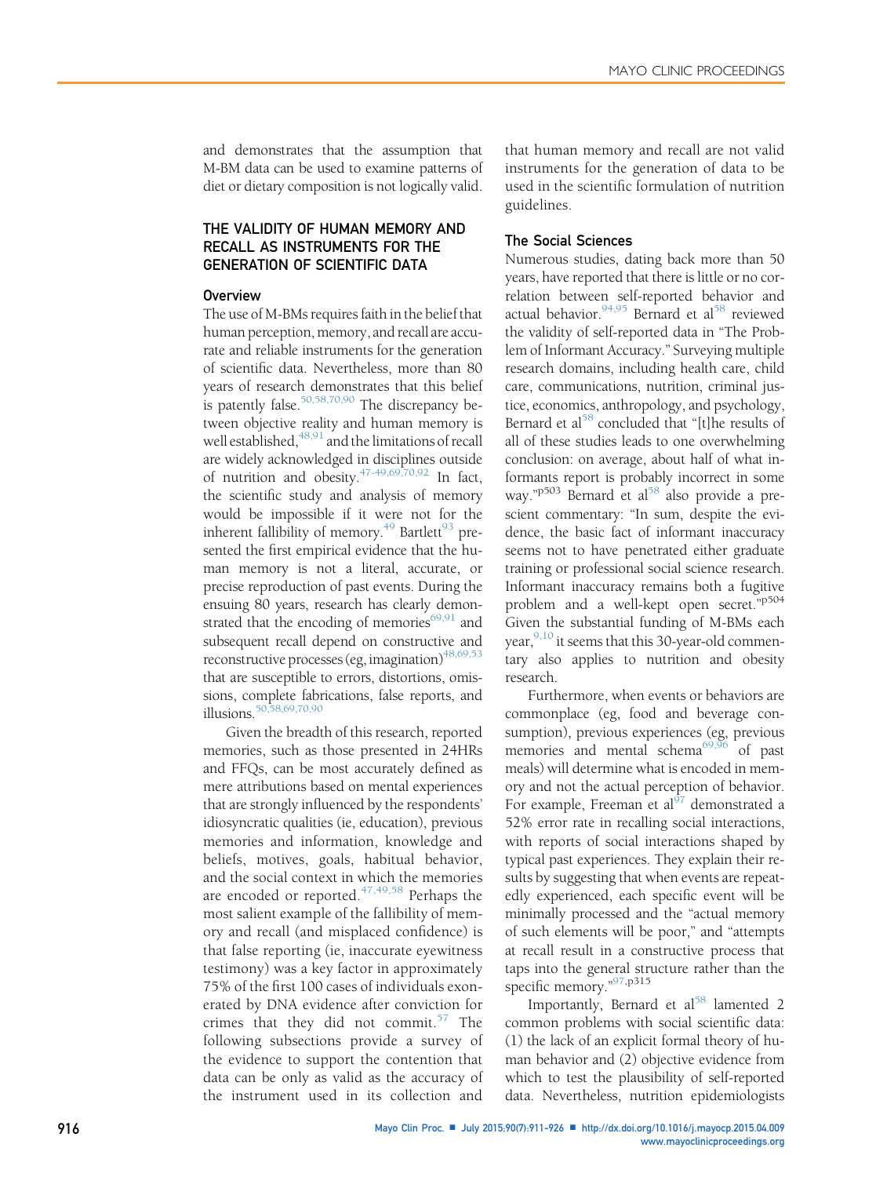and demonstrates that the assumption that M-BM data can be used to examine patterns of diet or dietary composition is not logically valid.

## THE VALIDITY OF HUMAN MEMORY AND RECALL AS INSTRUMENTS FOR THE GENERATION OF SCIENTIFIC DATA

### Overview

The use of M-BMs requires faith in the belief that human perception, memory, and recall are accurate and reliable instruments for the generation of scientific data. Nevertheless, more than 80 years of research demonstrates that this belief is patently false.[50,58,70,90] The discrepancy between objective reality and human memory is well established,[48,91] and the limitations of recall are widely acknowledged in disciplines outside of nutrition and obesity.[47-49,69,70,92] In fact, the scientific study and analysis of memory would be impossible if it were not for the inherent fallibility of memory.[49] Bartlett[93] presented the first empirical evidence that the human memory is not a literal, accurate, or precise reproduction of past events. During the ensuing 80 years, research has clearly demonstrated that the encoding of memories[69,91] and subsequent recall depend on constructive and reconstructive processes (eg, imagination)[48,69,53] that are susceptible to errors, distortions, omissions, complete fabrications, false reports, and illusions.[50,58,69,70,90]

Given the breadth of this research, reported memories, such as those presented in 24HRs and FFQs, can be most accurately defined as mere attributions based on mental experiences that are strongly influenced by the respondents' idiosyncratic qualities (ie, education), previous memories and information, knowledge and beliefs, motives, goals, habitual behavior, and the social context in which the memories are encoded or reported.[47,49,58] Perhaps the most salient example of the fallibility of memory and recall (and misplaced confidence) is that false reporting (ie, inaccurate eyewitness testimony) was a key factor in approximately 75% of the first 100 cases of individuals exonerated by DNA evidence after conviction for crimes that they did not commit.[57] The following subsections provide a survey of the evidence to support the contention that data can be only as valid as the accuracy of the instrument used in its collection and that human memory and recall are not valid instruments for the generation of data to be used in the scientific formulation of nutrition guidelines.

### The Social Sciences

Numerous studies, dating back more than 50 years, have reported that there is little or no correlation between self-reported behavior and actual behavior.[94,95] Bernard et al[58] reviewed the validity of self-reported data in "The Problem of Informant Accuracy." Surveying multiple research domains, including health care, child care, communications, nutrition, criminal justice, economics, anthropology, and psychology, Bernard et al[58] concluded that "[t]he results of all of these studies leads to one overwhelming conclusion: on average, about half of what informants report is probably incorrect in some way."[p503] Bernard et al[58] also provide a prescient commentary: "In sum, despite the evidence, the basic fact of informant inaccuracy seems not to have penetrated either graduate training or professional social science research. Informant inaccuracy remains both a fugitive problem and a well-kept open secret."[p504] Given the substantial funding of M-BMs each year,[9,10] it seems that this 30-year-old commentary also applies to nutrition and obesity research.

Furthermore, when events or behaviors are commonplace (eg, food and beverage consumption), previous experiences (eg, previous memories and mental schema[69,96] of past meals) will determine what is encoded in memory and not the actual perception of behavior. For example, Freeman et al[97] demonstrated a 52% error rate in recalling social interactions, with reports of social interactions shaped by typical past experiences. They explain their results by suggesting that when events are repeatedly experienced, each specific event will be minimally processed and the "actual memory of such elements will be poor," and "attempts at recall result in a constructive process that taps into the general structure rather than the specific memory."[97,p315]

Importantly, Bernard et al[58] lamented 2 common problems with social scientific data: (1) the lack of an explicit formal theory of human behavior and (2) objective evidence from which to test the plausibility of self-reported data. Nevertheless, nutrition epidemiologists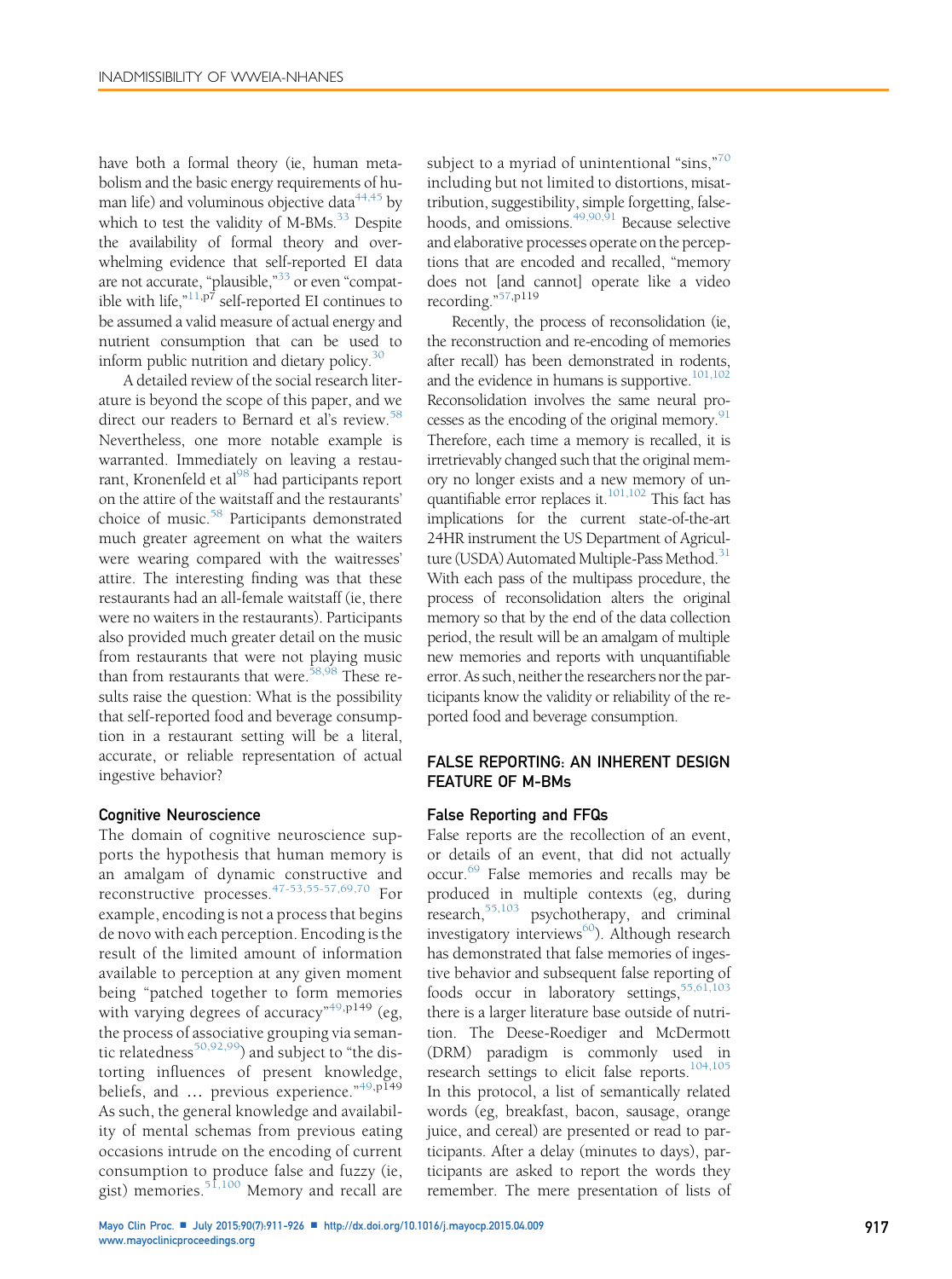have both a formal theory (ie, human metabolism and the basic energy requirements of human life) and voluminous objective data[44,45] by which to test the validity of M-BMs.[33] Despite the availability of formal theory and overwhelming evidence that self-reported EI data are not accurate, "plausible,"[33] or even "compatible with life,"[11,p7] self-reported EI continues to be assumed a valid measure of actual energy and nutrient consumption that can be used to inform public nutrition and dietary policy.[30]

A detailed review of the social research literature is beyond the scope of this paper, and we direct our readers to Bernard et al's review.[58] Nevertheless, one more notable example is warranted. Immediately on leaving a restaurant, Kronenfeld et al[98] had participants report on the attire of the waitstaff and the restaurants' choice of music.[58] Participants demonstrated much greater agreement on what the waiters were wearing compared with the waitresses' attire. The interesting finding was that these restaurants had an all-female waitstaff (ie, there were no waiters in the restaurants). Participants also provided much greater detail on the music from restaurants that were not playing music than from restaurants that were.[58,98] These results raise the question: What is the possibility that self-reported food and beverage consumption in a restaurant setting will be a literal, accurate, or reliable representation of actual ingestive behavior?

### Cognitive Neuroscience

The domain of cognitive neuroscience supports the hypothesis that human memory is an amalgam of dynamic constructive and reconstructive processes.[47-53,55-57,69,70] For example, encoding is not a process that begins de novo with each perception. Encoding is the result of the limited amount of information available to perception at any given moment being "patched together to form memories with varying degrees of accuracy"[49,p149] (eg, the process of associative grouping via semantic relatedness[50,92,99]) and subject to "the distorting influences of present knowledge, beliefs, and … previous experience."[49,p149] As such, the general knowledge and availability of mental schemas from previous eating occasions intrude on the encoding of current consumption to produce false and fuzzy (ie, gist) memories.[51,100] Memory and recall are subject to a myriad of unintentional "sins,"[70] including but not limited to distortions, misattribution, suggestibility, simple forgetting, falsehoods, and omissions.[49,90,91] Because selective and elaborative processes operate on the perceptions that are encoded and recalled, "memory does not [and cannot] operate like a video recording."[57,p119]

Recently, the process of reconsolidation (ie, the reconstruction and re-encoding of memories after recall) has been demonstrated in rodents, and the evidence in humans is supportive.[101,102] Reconsolidation involves the same neural processes as the encoding of the original memory.[91] Therefore, each time a memory is recalled, it is irretrievably changed such that the original memory no longer exists and a new memory of unquantifiable error replaces it.[101,102] This fact has implications for the current state-of-the-art 24HR instrument the US Department of Agriculture (USDA) Automated Multiple-Pass Method.[31] With each pass of the multipass procedure, the process of reconsolidation alters the original memory so that by the end of the data collection period, the result will be an amalgam of multiple new memories and reports with unquantifiable error. As such, neither the researchers nor the participants know the validity or reliability of the reported food and beverage consumption.

## FALSE REPORTING: AN INHERENT DESIGN FEATURE OF M-BMs

### False Reporting and FFQs

False reports are the recollection of an event, or details of an event, that did not actually occur.[69] False memories and recalls may be produced in multiple contexts (eg, during research,[55,103] psychotherapy, and criminal investigatory interviews[60]). Although research has demonstrated that false memories of ingestive behavior and subsequent false reporting of foods occur in laboratory settings,[55,61,103] there is a larger literature base outside of nutrition. The Deese-Roediger and McDermott (DRM) paradigm is commonly used in research settings to elicit false reports.[104,105] In this protocol, a list of semantically related words (eg, breakfast, bacon, sausage, orange juice, and cereal) are presented or read to participants. After a delay (minutes to days), participants are asked to report the words they remember. The mere presentation of lists of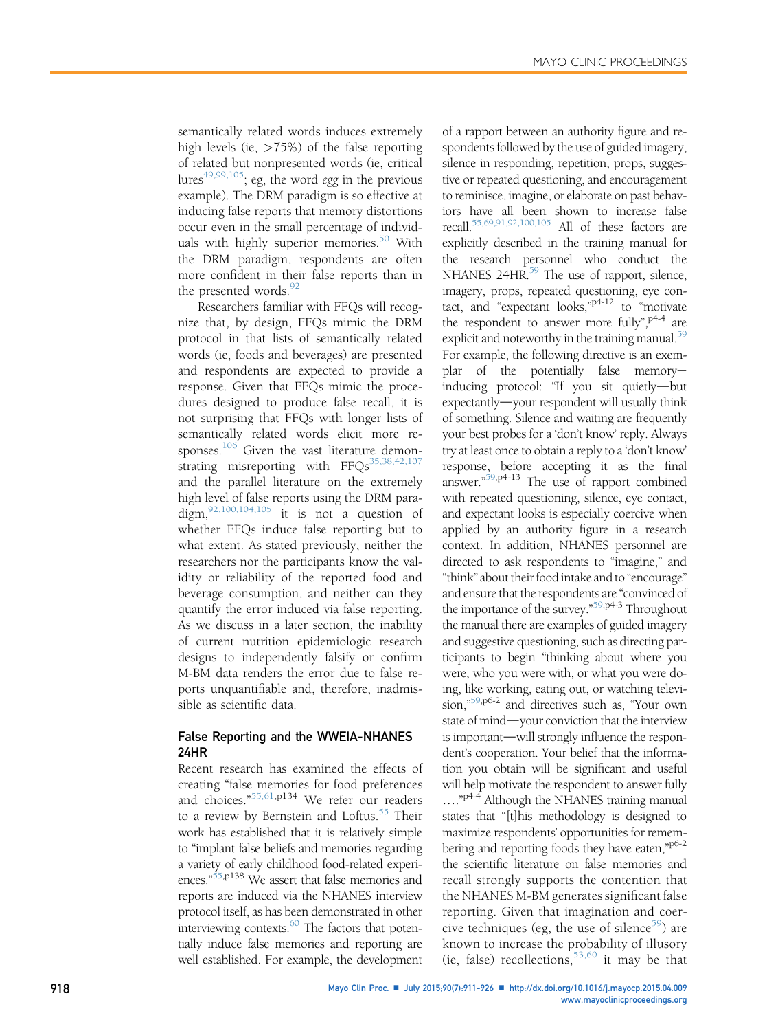semantically related words induces extremely high levels (ie, >75%) of the false reporting of related but nonpresented words (ie, critical lures[49,99,105]; eg, the word *egg* in the previous example). The DRM paradigm is so effective at inducing false reports that memory distortions occur even in the small percentage of individuals with highly superior memories.[50] With the DRM paradigm, respondents are often more confident in their false reports than in the presented words.[92]

Researchers familiar with FFQs will recognize that, by design, FFQs mimic the DRM protocol in that lists of semantically related words (ie, foods and beverages) are presented and respondents are expected to provide a response. Given that FFQs mimic the procedures designed to produce false recall, it is not surprising that FFQs with longer lists of semantically related words elicit more responses.[106] Given the vast literature demonstrating misreporting with FFQs[35,38,42,107] and the parallel literature on the extremely high level of false reports using the DRM paradigm,[92,100,104,105] it is not a question of whether FFQs induce false reporting but to what extent. As stated previously, neither the researchers nor the participants know the validity or reliability of the reported food and beverage consumption, and neither can they quantify the error induced via false reporting. As we discuss in a later section, the inability of current nutrition epidemiologic research designs to independently falsify or confirm M-BM data renders the error due to false reports unquantifiable and, therefore, inadmissible as scientific data.

## False Reporting and the WWEIA-NHANES 24HR

Recent research has examined the effects of creating "false memories for food preferences and choices."[55,61,p134] We refer our readers to a review by Bernstein and Loftus.[55] Their work has established that it is relatively simple to "implant false beliefs and memories regarding a variety of early childhood food-related experiences."[55,p138] We assert that false memories and reports are induced via the NHANES interview protocol itself, as has been demonstrated in other interviewing contexts.[60] The factors that potentially induce false memories and reporting are well established. For example, the development of a rapport between an authority figure and respondents followed by the use of guided imagery, silence in responding, repetition, props, suggestive or repeated questioning, and encouragement to reminisce, imagine, or elaborate on past behaviors have all been shown to increase false recall.[55,69,91,92,100,105] All of these factors are explicitly described in the training manual for the research personnel who conduct the NHANES 24HR.[59] The use of rapport, silence, imagery, props, repeated questioning, eye contact, and "expectant looks,"[p4-12] to "motivate the respondent to answer more fully",[p4-4] are explicit and noteworthy in the training manual.[59] For example, the following directive is an exemplar of the potentially false memory—inducing protocol: "If you sit quietly—but expectantly—your respondent will usually think of something. Silence and waiting are frequently your best probes for a 'don't know' reply. Always try at least once to obtain a reply to a 'don't know' response, before accepting it as the final answer."[59,p4-13] The use of rapport combined with repeated questioning, silence, eye contact, and expectant looks is especially coercive when applied by an authority figure in a research context. In addition, NHANES personnel are directed to ask respondents to "imagine," and "think" about their food intake and to "encourage" and ensure that the respondents are "convinced of the importance of the survey."[59,p4-3] Throughout the manual there are examples of guided imagery and suggestive questioning, such as directing participants to begin "thinking about where you were, who you were with, or what you were doing, like working, eating out, or watching television,"[59,p6-2] and directives such as, "Your own state of mind—your conviction that the interview is important—will strongly influence the respondent's cooperation. Your belief that the information you obtain will be significant and useful will help motivate the respondent to answer fully ...."[p4-4] Although the NHANES training manual states that "[t]his methodology is designed to maximize respondents' opportunities for remembering and reporting foods they have eaten,"[p6-2] the scientific literature on false memories and recall strongly supports the contention that the NHANES M-BM generates significant false reporting. Given that imagination and coercive techniques (eg, the use of silence[59]) are known to increase the probability of illusory (ie, false) recollections,[53,60] it may be that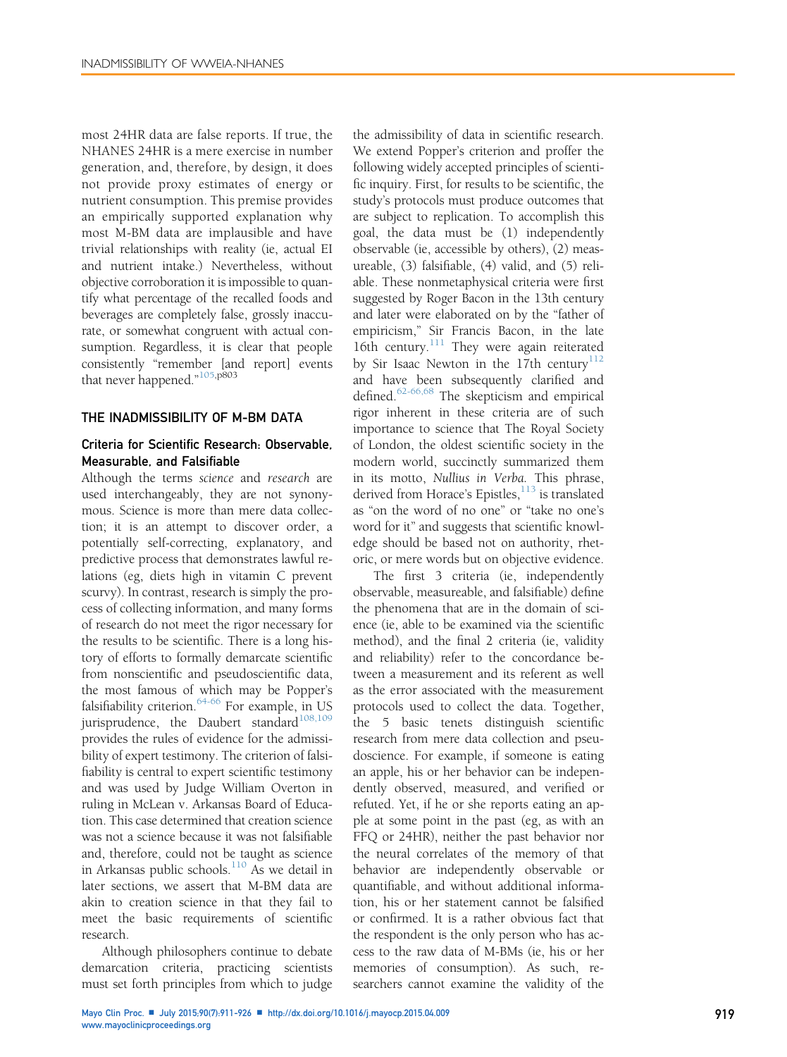most 24HR data are false reports. If true, the NHANES 24HR is a mere exercise in number generation, and, therefore, by design, it does not provide proxy estimates of energy or nutrient consumption. This premise provides an empirically supported explanation why most M-BM data are implausible and have trivial relationships with reality (ie, actual EI and nutrient intake.) Nevertheless, without objective corroboration it is impossible to quantify what percentage of the recalled foods and beverages are completely false, grossly inaccurate, or somewhat congruent with actual consumption. Regardless, it is clear that people consistently "remember [and report] events that never happened."[105,p803]

## THE INADMISSIBILITY OF M-BM DATA

### Criteria for Scientific Research: Observable, Measurable, and Falsifiable

Although the terms *science* and *research* are used interchangeably, they are not synonymous. Science is more than mere data collection; it is an attempt to discover order, a potentially self-correcting, explanatory, and predictive process that demonstrates lawful relations (eg, diets high in vitamin C prevent scurvy). In contrast, research is simply the process of collecting information, and many forms of research do not meet the rigor necessary for the results to be scientific. There is a long history of efforts to formally demarcate scientific from nonscientific and pseudoscientific data, the most famous of which may be Popper's falsifiability criterion.[64-66] For example, in US jurisprudence, the Daubert standard[108,109] provides the rules of evidence for the admissibility of expert testimony. The criterion of falsifiability is central to expert scientific testimony and was used by Judge William Overton in ruling in McLean v. Arkansas Board of Education. This case determined that creation science was not a science because it was not falsifiable and, therefore, could not be taught as science in Arkansas public schools.[110] As we detail in later sections, we assert that M-BM data are akin to creation science in that they fail to meet the basic requirements of scientific research.

Although philosophers continue to debate demarcation criteria, practicing scientists must set forth principles from which to judge the admissibility of data in scientific research. We extend Popper's criterion and proffer the following widely accepted principles of scientific inquiry. First, for results to be scientific, the study's protocols must produce outcomes that are subject to replication. To accomplish this goal, the data must be (1) independently observable (ie, accessible by others), (2) measureable, (3) falsifiable, (4) valid, and (5) reliable. These nonmetaphysical criteria were first suggested by Roger Bacon in the 13th century and later were elaborated on by the "father of empiricism," Sir Francis Bacon, in the late 16th century.[111] They were again reiterated by Sir Isaac Newton in the 17th century[112] and have been subsequently clarified and defined.[62-66,68] The skepticism and empirical rigor inherent in these criteria are of such importance to science that The Royal Society of London, the oldest scientific society in the modern world, succinctly summarized them in its motto, *Nullius in Verba.* This phrase, derived from Horace's Epistles,[113] is translated as "on the word of no one" or "take no one's word for it" and suggests that scientific knowledge should be based not on authority, rhetoric, or mere words but on objective evidence.

The first 3 criteria (ie, independently observable, measureable, and falsifiable) define the phenomena that are in the domain of science (ie, able to be examined via the scientific method), and the final 2 criteria (ie, validity and reliability) refer to the concordance between a measurement and its referent as well as the error associated with the measurement protocols used to collect the data. Together, the 5 basic tenets distinguish scientific research from mere data collection and pseudoscience. For example, if someone is eating an apple, his or her behavior can be independently observed, measured, and verified or refuted. Yet, if he or she reports eating an apple at some point in the past (eg, as with an FFQ or 24HR), neither the past behavior nor the neural correlates of the memory of that behavior are independently observable or quantifiable, and without additional information, his or her statement cannot be falsified or confirmed. It is a rather obvious fact that the respondent is the only person who has access to the raw data of M-BMs (ie, his or her memories of consumption). As such, researchers cannot examine the validity of the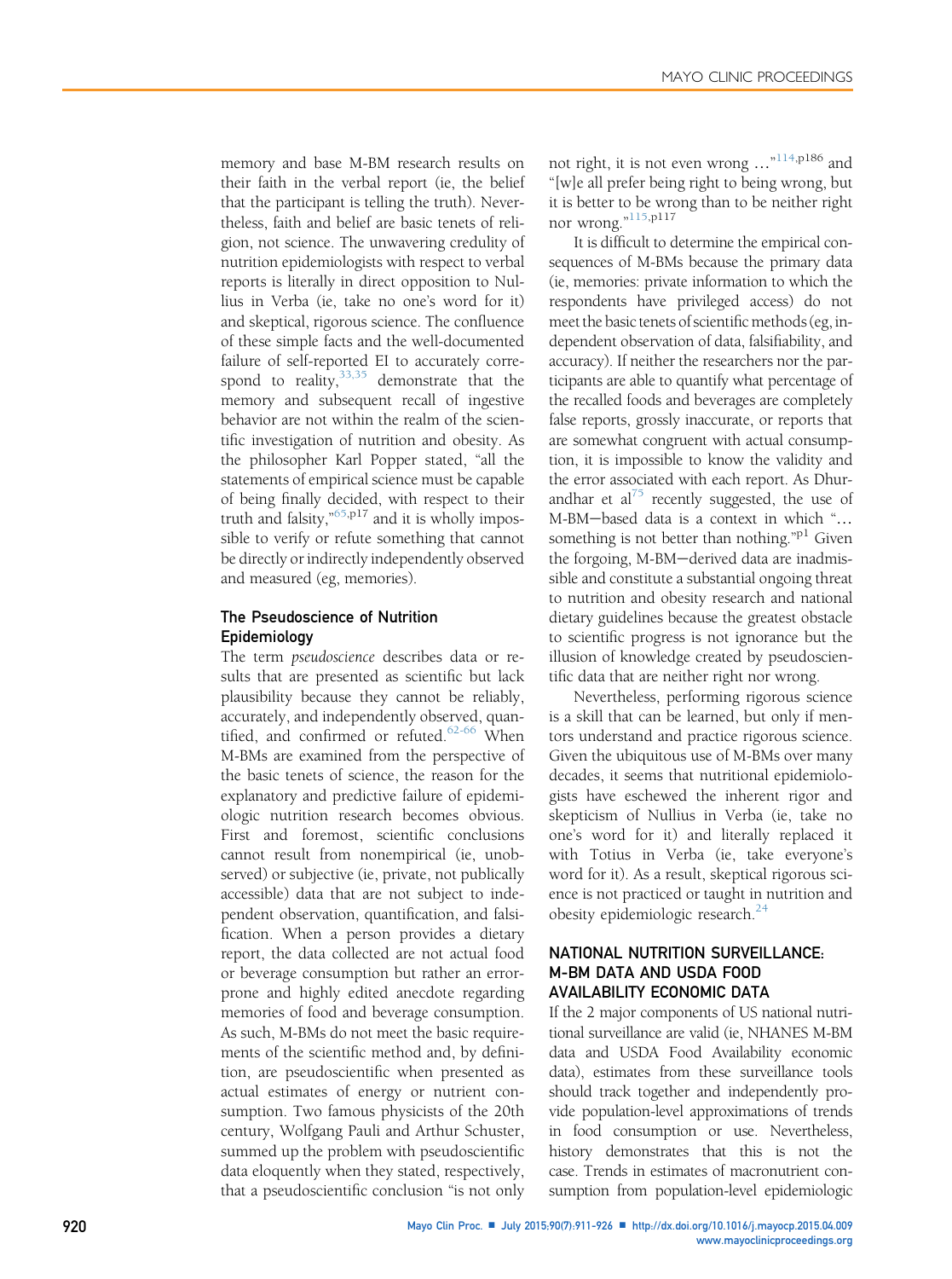memory and base M-BM research results on their faith in the verbal report (ie, the belief that the participant is telling the truth). Nevertheless, faith and belief are basic tenets of religion, not science. The unwavering credulity of nutrition epidemiologists with respect to verbal reports is literally in direct opposition to Nullius in Verba (ie, take no one's word for it) and skeptical, rigorous science. The confluence of these simple facts and the well-documented failure of self-reported EI to accurately correspond to reality,[33,35] demonstrate that the memory and subsequent recall of ingestive behavior are not within the realm of the scientific investigation of nutrition and obesity. As the philosopher Karl Popper stated, "all the statements of empirical science must be capable of being finally decided, with respect to their truth and falsity,"[65,p17] and it is wholly impossible to verify or refute something that cannot be directly or indirectly independently observed and measured (eg, memories).

### The Pseudoscience of Nutrition Epidemiology

The term *pseudoscience* describes data or results that are presented as scientific but lack plausibility because they cannot be reliably, accurately, and independently observed, quantified, and confirmed or refuted.[62-66] When M-BMs are examined from the perspective of the basic tenets of science, the reason for the explanatory and predictive failure of epidemiologic nutrition research becomes obvious. First and foremost, scientific conclusions cannot result from nonempirical (ie, unobserved) or subjective (ie, private, not publically accessible) data that are not subject to independent observation, quantification, and falsification. When a person provides a dietary report, the data collected are not actual food or beverage consumption but rather an error-prone and highly edited anecdote regarding memories of food and beverage consumption. As such, M-BMs do not meet the basic requirements of the scientific method and, by definition, are pseudoscientific when presented as actual estimates of energy or nutrient consumption. Two famous physicists of the 20th century, Wolfgang Pauli and Arthur Schuster, summed up the problem with pseudoscientific data eloquently when they stated, respectively, that a pseudoscientific conclusion "is not only not right, it is not even wrong …"[114,p186] and "[w]e all prefer being right to being wrong, but it is better to be wrong than to be neither right nor wrong."[115,p117]

It is difficult to determine the empirical consequences of M-BMs because the primary data (ie, memories: private information to which the respondents have privileged access) do not meet the basic tenets of scientific methods (eg, independent observation of data, falsifiability, and accuracy). If neither the researchers nor the participants are able to quantify what percentage of the recalled foods and beverages are completely false reports, grossly inaccurate, or reports that are somewhat congruent with actual consumption, it is impossible to know the validity and the error associated with each report. As Dhurandhar et al[75] recently suggested, the use of M-BM–based data is a context in which "… something is not better than nothing."[p1] Given the forgoing, M-BM–derived data are inadmissible and constitute a substantial ongoing threat to nutrition and obesity research and national dietary guidelines because the greatest obstacle to scientific progress is not ignorance but the illusion of knowledge created by pseudoscientific data that are neither right nor wrong.

Nevertheless, performing rigorous science is a skill that can be learned, but only if mentors understand and practice rigorous science. Given the ubiquitous use of M-BMs over many decades, it seems that nutritional epidemiologists have eschewed the inherent rigor and skepticism of Nullius in Verba (ie, take no one's word for it) and literally replaced it with Totius in Verba (ie, take everyone's word for it). As a result, skeptical rigorous science is not practiced or taught in nutrition and obesity epidemiologic research.[24]

## NATIONAL NUTRITION SURVEILLANCE: M-BM DATA AND USDA FOOD AVAILABILITY ECONOMIC DATA

If the 2 major components of US national nutritional surveillance are valid (ie, NHANES M-BM data and USDA Food Availability economic data), estimates from these surveillance tools should track together and independently provide population-level approximations of trends in food consumption or use. Nevertheless, history demonstrates that this is not the case. Trends in estimates of macronutrient consumption from population-level epidemiologic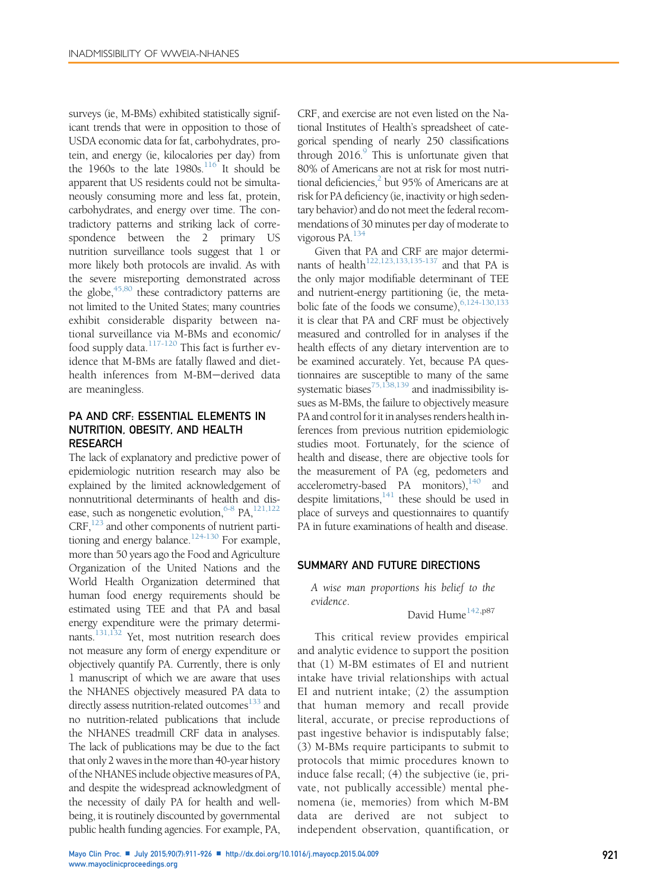surveys (ie, M-BMs) exhibited statistically significant trends that were in opposition to those of USDA economic data for fat, carbohydrates, protein, and energy (ie, kilocalories per day) from the 1960s to the late 1980s.[116] It should be apparent that US residents could not be simultaneously consuming more and less fat, protein, carbohydrates, and energy over time. The contradictory patterns and striking lack of correspondence between the 2 primary US nutrition surveillance tools suggest that 1 or more likely both protocols are invalid. As with the severe misreporting demonstrated across the globe,[45,80] these contradictory patterns are not limited to the United States; many countries exhibit considerable disparity between national surveillance via M-BMs and economic/food supply data.[117-120] This fact is further evidence that M-BMs are fatally flawed and diet-health inferences from M-BM–derived data are meaningless.

## PA AND CRF: ESSENTIAL ELEMENTS IN NUTRITION, OBESITY, AND HEALTH RESEARCH

The lack of explanatory and predictive power of epidemiologic nutrition research may also be explained by the limited acknowledgement of nonnutritional determinants of health and disease, such as nongenetic evolution,[6-8] PA,[121,122] CRF,[123] and other components of nutrient partitioning and energy balance.[124-130] For example, more than 50 years ago the Food and Agriculture Organization of the United Nations and the World Health Organization determined that human food energy requirements should be estimated using TEE and that PA and basal energy expenditure were the primary determinants.[131,132] Yet, most nutrition research does not measure any form of energy expenditure or objectively quantify PA. Currently, there is only 1 manuscript of which we are aware that uses the NHANES objectively measured PA data to directly assess nutrition-related outcomes[133] and no nutrition-related publications that include the NHANES treadmill CRF data in analyses. The lack of publications may be due to the fact that only 2 waves in the more than 40-year history of the NHANES include objective measures of PA, and despite the widespread acknowledgment of the necessity of daily PA for health and wellbeing, it is routinely discounted by governmental public health funding agencies. For example, PA, CRF, and exercise are not even listed on the National Institutes of Health's spreadsheet of categorical spending of nearly 250 classifications through 2016.[9] This is unfortunate given that 80% of Americans are not at risk for most nutritional deficiencies,[2] but 95% of Americans are at risk for PA deficiency (ie, inactivity or high sedentary behavior) and do not meet the federal recommendations of 30 minutes per day of moderate to vigorous PA.[134]

Given that PA and CRF are major determinants of health[122,123,133,135-137] and that PA is the only major modifiable determinant of TEE and nutrient-energy partitioning (ie, the metabolic fate of the foods we consume),[6,124-130,133] it is clear that PA and CRF must be objectively measured and controlled for in analyses if the health effects of any dietary intervention are to be examined accurately. Yet, because PA questionnaires are susceptible to many of the same systematic biases[75,138,139] and inadmissibility issues as M-BMs, the failure to objectively measure PA and control for it in analyses renders health inferences from previous nutrition epidemiologic studies moot. Fortunately, for the science of health and disease, there are objective tools for the measurement of PA (eg, pedometers and accelerometry-based PA monitors),[140] and despite limitations,[141] these should be used in place of surveys and questionnaires to quantify PA in future examinations of health and disease.

## SUMMARY AND FUTURE DIRECTIONS

> *A wise man proportions his belief to the evidence.*
>
> David Hume[142,p87]

This critical review provides empirical and analytic evidence to support the position that (1) M-BM estimates of EI and nutrient intake have trivial relationships with actual EI and nutrient intake; (2) the assumption that human memory and recall provide literal, accurate, or precise reproductions of past ingestive behavior is indisputably false; (3) M-BMs require participants to submit to protocols that mimic procedures known to induce false recall; (4) the subjective (ie, private, not publically accessible) mental phenomena (ie, memories) from which M-BM data are derived are not subject to independent observation, quantification, or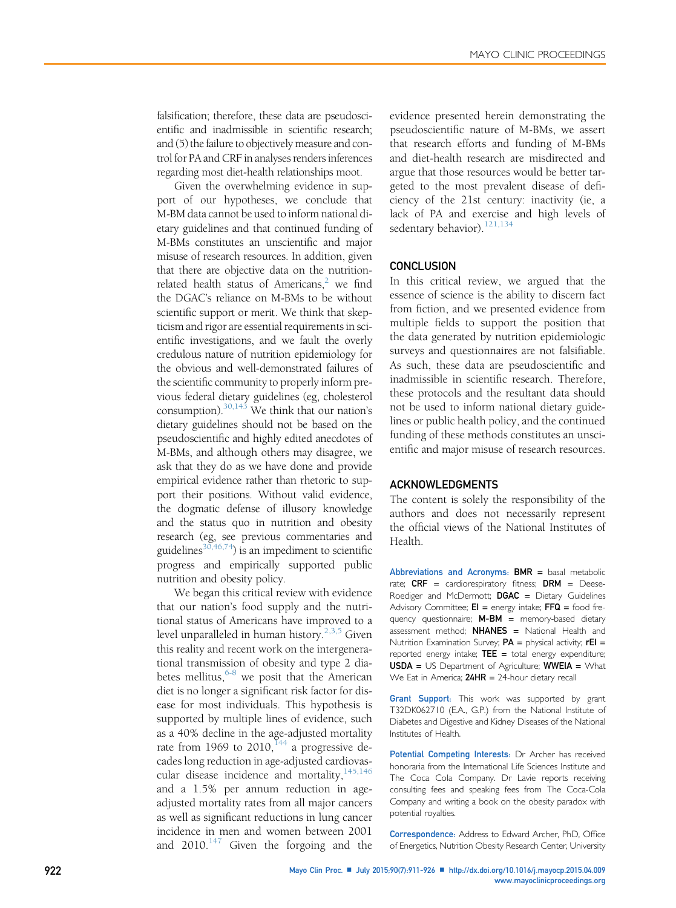falsification; therefore, these data are pseudoscientific and inadmissible in scientific research; and (5) the failure to objectively measure and control for PA and CRF in analyses renders inferences regarding most diet-health relationships moot.

Given the overwhelming evidence in support of our hypotheses, we conclude that M-BM data cannot be used to inform national dietary guidelines and that continued funding of M-BMs constitutes an unscientific and major misuse of research resources. In addition, given that there are objective data on the nutrition-related health status of Americans,[2] we find the DGAC's reliance on M-BMs to be without scientific support or merit. We think that skepticism and rigor are essential requirements in scientific investigations, and we fault the overly credulous nature of nutrition epidemiology for the obvious and well-demonstrated failures of the scientific community to properly inform previous federal dietary guidelines (eg, cholesterol consumption).[30,143] We think that our nation's dietary guidelines should not be based on the pseudoscientific and highly edited anecdotes of M-BMs, and although others may disagree, we ask that they do as we have done and provide empirical evidence rather than rhetoric to support their positions. Without valid evidence, the dogmatic defense of illusory knowledge and the status quo in nutrition and obesity research (eg, see previous commentaries and guidelines[30,46,74]) is an impediment to scientific progress and empirically supported public nutrition and obesity policy.

We began this critical review with evidence that our nation's food supply and the nutritional status of Americans have improved to a level unparalleled in human history.[2,3,5] Given this reality and recent work on the intergenerational transmission of obesity and type 2 diabetes mellitus,[6-8] we posit that the American diet is no longer a significant risk factor for disease for most individuals. This hypothesis is supported by multiple lines of evidence, such as a 40% decline in the age-adjusted mortality rate from 1969 to 2010,[144] a progressive decades long reduction in age-adjusted cardiovascular disease incidence and mortality,[145,146] and a 1.5% per annum reduction in age-adjusted mortality rates from all major cancers as well as significant reductions in lung cancer incidence in men and women between 2001 and 2010.[147] Given the forgoing and the evidence presented herein demonstrating the pseudoscientific nature of M-BMs, we assert that research efforts and funding of M-BMs and diet-health research are misdirected and argue that those resources would be better targeted to the most prevalent disease of deficiency of the 21st century: inactivity (ie, a lack of PA and exercise and high levels of sedentary behavior).[121,134]

## CONCLUSION

In this critical review, we argued that the essence of science is the ability to discern fact from fiction, and we presented evidence from multiple fields to support the position that the data generated by nutrition epidemiologic surveys and questionnaires are not falsifiable. As such, these data are pseudoscientific and inadmissible in scientific research. Therefore, these protocols and the resultant data should not be used to inform national dietary guidelines or public health policy, and the continued funding of these methods constitutes an unscientific and major misuse of research resources.

## ACKNOWLEDGMENTS

The content is solely the responsibility of the authors and does not necessarily represent the official views of the National Institutes of Health.

**Abbreviations and Acronyms:** **BMR** = basal metabolic rate; **CRF** = cardiorespiratory fitness; **DRM** = Deese-Roediger and McDermott; **DGAC** = Dietary Guidelines Advisory Committee; **EI** = energy intake; **FFQ** = food frequency questionnaire; **M-BM** = memory-based dietary assessment method; **NHANES** = National Health and Nutrition Examination Survey; **PA** = physical activity; **rEI** = reported energy intake; **TEE** = total energy expenditure; **USDA** = US Department of Agriculture; **WWEIA** = What We Eat in America; **24HR** = 24-hour dietary recall

**Grant Support:** This work was supported by grant T32DK062710 (E.A., G.P.) from the National Institute of Diabetes and Digestive and Kidney Diseases of the National Institutes of Health.

**Potential Competing Interests:** Dr Archer has received honoraria from the International Life Sciences Institute and The Coca Cola Company. Dr Lavie reports receiving consulting fees and speaking fees from The Coca-Cola Company and writing a book on the obesity paradox with potential royalties.

**Correspondence:** Address to Edward Archer, PhD, Office of Energetics, Nutrition Obesity Research Center, University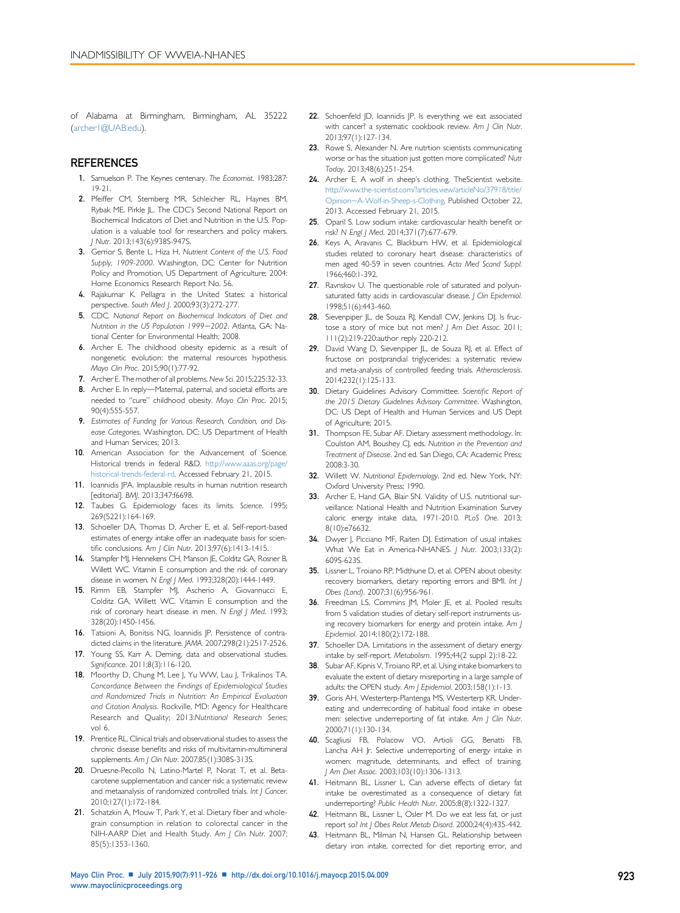of Alabama at Birmingham, Birmingham, AL 35222 (archer1@UAB.edu).

## REFERENCES

1. Samuelson P. The Keynes centenary. *The Economist*. 1983;287: 19-21.
2. Pfeiffer CM, Sternberg MR, Schleicher RL, Haynes BM, Rybak ME, Pirkle JL. The CDC's Second National Report on Biochemical Indicators of Diet and Nutrition in the U.S. Population is a valuable tool for researchers and policy makers. *J Nutr*. 2013;143(6):938S-947S.
3. Gerrior S, Bente L, Hiza H. *Nutrient Content of the U.S. Food Supply, 1909-2000*. Washington, DC: Center for Nutrition Policy and Promotion, US Department of Agriculture; 2004: Home Economics Research Report No. 56.
4. Rajakumar K. Pellagra in the United States: a historical perspective. *South Med J*. 2000;93(3):272-277.
5. CDC. *National Report on Biochemical Indicators of Diet and Nutrition in the US Population 1999−2002*. Atlanta, GA: National Center for Environmental Health; 2008.
6. Archer E. The childhood obesity epidemic as a result of nongenetic evolution: the maternal resources hypothesis. *Mayo Clin Proc*. 2015;90(1):77-92.
7. Archer E. The mother of all problems. *New Sci*. 2015;225:32-33.
8. Archer E. In reply—Maternal, paternal, and societal efforts are needed to "cure" childhood obesity. *Mayo Clin Proc*. 2015; 90(4):555-557.
9. *Estimates of Funding for Various Research, Condition, and Disease Categories*. Washington, DC: US Department of Health and Human Services; 2013.
10. American Association for the Advancement of Science. Historical trends in federal R&D. http://www.aaas.org/page/historical-trends-federal-rd. Accessed February 21, 2015.
11. Ioannidis JPA. Implausible results in human nutrition research [editorial]. *BMJ*. 2013;347:f6698.
12. Taubes G. Epidemiology faces its limits. *Science*. 1995; 269(5221):164-169.
13. Schoeller DA, Thomas D, Archer E, et al. Self-report-based estimates of energy intake offer an inadequate basis for scientific conclusions. *Am J Clin Nutr*. 2013;97(6):1413-1415.
14. Stampfer MJ, Hennekens CH, Manson JE, Colditz GA, Rosner B, Willett WC. Vitamin E consumption and the risk of coronary disease in women. *N Engl J Med*. 1993;328(20):1444-1449.
15. Rimm EB, Stampfer MJ, Ascherio A, Giovannucci E, Colditz GA, Willett WC. Vitamin E consumption and the risk of coronary heart disease in men. *N Engl J Med*. 1993; 328(20):1450-1456.
16. Tatsioni A, Bonitsis NG, Ioannidis JP. Persistence of contradicted claims in the literature. *JAMA*. 2007;298(21):2517-2526.
17. Young SS, Karr A. Deming, data and observational studies. *Significance*. 2011;8(3):116-120.
18. Moorthy D, Chung M, Lee J, Yu WW, Lau J, Trikalinos TA. *Concordance Between the Findings of Epidemiological Studies and Randomized Trials in Nutrition: An Empirical Evaluation and Citation Analysis*. Rockville, MD: Agency for Healthcare Research and Quality; 2013:*Nutritional Research Series*; vol 6.
19. Prentice RL. Clinical trials and observational studies to assess the chronic disease benefits and risks of multivitamin-multimineral supplements. *Am J Clin Nutr*. 2007;85(1):308S-313S.
20. Druesne-Pecollo N, Latino-Martel P, Norat T, et al. Beta-carotene supplementation and cancer risk: a systematic review and metaanalysis of randomized controlled trials. *Int J Cancer*. 2010;127(1):172-184.
21. Schatzkin A, Mouw T, Park Y, et al. Dietary fiber and whole-grain consumption in relation to colorectal cancer in the NIH-AARP Diet and Health Study. *Am J Clin Nutr*. 2007; 85(5):1353-1360.
22. Schoenfeld JD, Ioannidis JP. Is everything we eat associated with cancer? a systematic cookbook review. *Am J Clin Nutr*. 2013;97(1):127-134.
23. Rowe S, Alexander N. Are nutrtion scientists communicating worse or has the situation just gotten more complicated? *Nutr Today*. 2013;48(6):251-254.
24. Archer E. A wolf in sheep's clothing. TheScientist website. http://www.the-scientist.com/?articles.view/articleNo/37918/title/Opinion—A-Wolf-in-Sheep-s-Clothing. Published October 22, 2013. Accessed February 21, 2015.
25. Oparil S. Low sodium intake: cardiovascular health benefit or risk? *N Engl J Med*. 2014;371(7):677-679.
26. Keys A, Aravanis C, Blackburn HW, et al. Epidemiological studies related to coronary heart disease: characteristics of men aged 40-59 in seven countries. *Acta Med Scand Suppl*. 1966;460:1-392.
27. Ravnskov U. The questionable role of saturated and polyunsaturated fatty acids in cardiovascular disease. *J Clin Epidemiol*. 1998;51(6):443-460.
28. Sievenpiper JL, de Souza RJ, Kendall CW, Jenkins DJ. Is fructose a story of mice but not men? *J Am Diet Assoc*. 2011; 111(2):219-220:author reply 220-212.
29. David Wang D, Sievenpiper JL, de Souza RJ, et al. Effect of fructose on postprandial triglycerides: a systematic review and meta-analysis of controlled feeding trials. *Atherosclerosis*. 2014;232(1):125-133.
30. Dietary Guidelines Advisory Committee. *Scientific Report of the 2015 Dietary Guidelines Advisory Committee*. Washington, DC: US Dept of Health and Human Services and US Dept of Agriculture; 2015.
31. Thompson FE, Subar AF. Dietary assessment methodology. In: Coulston AM, Boushey CJ, eds. *Nutrition in the Prevention and Treatment of Disease*. 2nd ed. San Diego, CA: Academic Press; 2008:3-30.
32. Willett W. *Nutritional Epidemiology*. 2nd ed. New York, NY: Oxford University Press; 1990.
33. Archer E, Hand GA, Blair SN. Validity of U.S. nutritional surveillance: National Health and Nutrition Examination Survey caloric energy intake data, 1971-2010. *PLoS One*. 2013; 8(10):e76632.
34. Dwyer J, Picciano MF, Raiten DJ. Estimation of usual intakes: What We Eat in America-NHANES. *J Nutr*. 2003;133(2): 609S-623S.
35. Lissner L, Troiano RP, Midthune D, et al. OPEN about obesity: recovery biomarkers, dietary reporting errors and BMI. *Int J Obes (Lond)*. 2007;31(6):956-961.
36. Freedman LS, Commins JM, Moler JE, et al. Pooled results from 5 validation studies of dietary self-report instruments using recovery biomarkers for energy and protein intake. *Am J Epidemiol*. 2014;180(2):172-188.
37. Schoeller DA. Limitations in the assessment of dietary energy intake by self-report. *Metabolism*. 1995;44(2 suppl 2):18-22.
38. Subar AF, Kipnis V, Troiano RP, et al. Using intake biomarkers to evaluate the extent of dietary misreporting in a large sample of adults: the OPEN study. *Am J Epidemiol*. 2003;158(1):1-13.
39. Goris AH, Westerterp-Plantenga MS, Westerterp KR. Undereating and underrecording of habitual food intake in obese men: selective underreporting of fat intake. *Am J Clin Nutr*. 2000;71(1):130-134.
40. Scagliusi FB, Polacow VO, Artioli GG, Benatti FB, Lancha AH Jr. Selective underreporting of energy intake in women: magnitude, determinants, and effect of training. *J Am Diet Assoc*. 2003;103(10):1306-1313.
41. Heitmann BL, Lissner L. Can adverse effects of dietary fat intake be overestimated as a consequence of dietary fat underreporting? *Public Health Nutr*. 2005;8(8):1322-1327.
42. Heitmann BL, Lissner L, Osler M. Do we eat less fat, or just report so? *Int J Obes Relat Metab Disord*. 2000;24(4):435-442.
43. Heitmann BL, Milman N, Hansen GL. Relationship between dietary iron intake, corrected for diet reporting error, and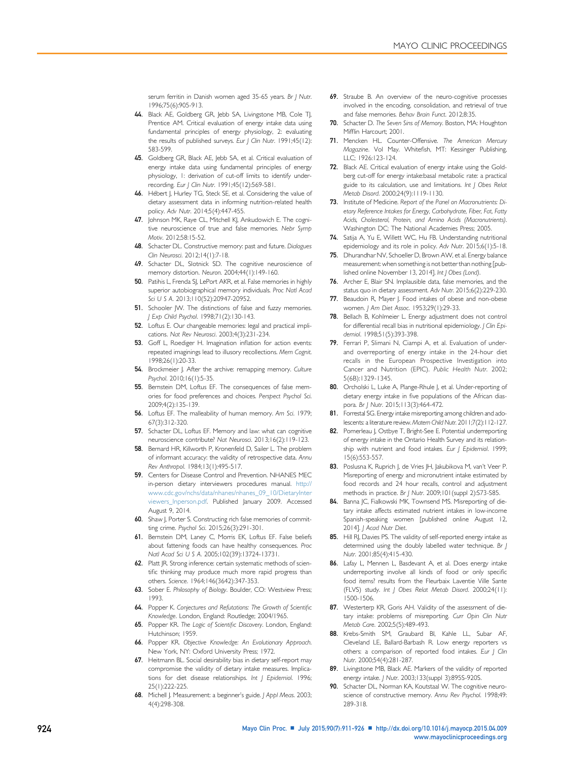serum ferritin in Danish women aged 35-65 years. *Br J Nutr.* 1996;75(6):905-913.

44. Black AE, Goldberg GR, Jebb SA, Livingstone MB, Cole TJ, Prentice AM. Critical evaluation of energy intake data using fundamental principles of energy physiology, 2: evaluating the results of published surveys. *Eur J Clin Nutr.* 1991;45(12): 583-599.
45. Goldberg GR, Black AE, Jebb SA, et al. Critical evaluation of energy intake data using fundamental principles of energy physiology, 1: derivation of cut-off limits to identify under-recording. *Eur J Clin Nutr.* 1991;45(12):569-581.
46. Hébert J, Hurley TG, Steck SE, et al. Considering the value of dietary assessment data in informing nutrition-related health policy. *Adv Nutr.* 2014;5(4):447-455.
47. Johnson MK, Raye CL, Mitchell KJ, Ankudowich E. The cognitive neuroscience of true and false memories. *Nebr Symp Motiv*. 2012;58:15-52.
48. Schacter DL. Constructive memory: past and future. *Dialogues Clin Neurosci.* 2012;14(1):7-18.
49. Schacter DL, Slotnick SD. The cognitive neuroscience of memory distortion. *Neuron*. 2004;44(1):149-160.
50. Patihis L, Frenda SJ, LePort AKR, et al. False memories in highly superior autobiographical memory individuals. *Proc Natl Acad Sci U S A.* 2013;110(52):20947-20952.
51. Schooler JW. The distinctions of false and fuzzy memories. *J Exp Child Psychol.* 1998;71(2):130-143.
52. Loftus E. Our changeable memories: legal and practical implications. *Nat Rev Neurosci*. 2003;4(3):231-234.
53. Goff L, Roediger H. Imagination inflation for action events: repeated imaginings lead to illusory recollections. *Mem Cognit.* 1998;26(1):20-33.
54. Brockmeier J. After the archive: remapping memory. *Culture Psychol*. 2010;16(1):5-35.
55. Bernstein DM, Loftus EF. The consequences of false memories for food preferences and choices. *Perspect Psychol Sci.* 2009;4(2):135-139.
56. Loftus EF. The malleability of human memory. *Am Sci.* 1979; 67(3):312-320.
57. Schacter DL, Loftus EF. Memory and law: what can cognitive neuroscience contribute? *Nat Neurosci.* 2013;16(2):119-123.
58. Bernard HR, Killworth P, Kronenfeld D, Sailer L. The problem of informant accuracy: the validity of retrospective data. *Annu Rev Anthropol.* 1984;13(1):495-517.
59. Centers for Disease Control and Prevention. NHANES MEC in-person dietary interviewers procedures manual. http://www.cdc.gov/nchs/data/nhanes/nhanes_09_10/DietaryInterviewers_Inperson.pdf. Published January 2009. Accessed August 9, 2014.
60. Shaw J, Porter S. Constructing rich false memories of committing crime. *Psychol Sci.* 2015;26(3):291-301.
61. Bernstein DM, Laney C, Morris EK, Loftus EF. False beliefs about fattening foods can have healthy consequences. *Proc Natl Acad Sci U S A.* 2005;102(39):13724-13731.
62. Platt JR. Strong inference: certain systematic methods of scientific thinking may produce much more rapid progress than others. *Science.* 1964;146(3642):347-353.
63. Sober E. *Philosophy of Biology*. Boulder, CO: Westview Press; 1993.
64. Popper K. *Conjectures and Refutations: The Growth of Scientific Knowledge*. London, England: Routledge; 2004/1965.
65. Popper KR. *The Logic of Scientific Discovery*. London, England: Hutchinson; 1959.
66. Popper KR. *Objective Knowledge: An Evolutionary Approach.* New York, NY: Oxford University Press; 1972.
67. Heitmann BL. Social desirability bias in dietary self-report may compromise the validity of dietary intake measures. Implications for diet disease relationships. *Int J Epidemiol.* 1996; 25(1):222-225.
68. Michell J. Measurement: a beginner's guide. *J Appl Meas.* 2003; 4(4):298-308.
69. Straube B. An overview of the neuro-cognitive processes involved in the encoding, consolidation, and retrieval of true and false memories. *Behav Brain Funct.* 2012;8:35.
70. Schacter D. *The Seven Sins of Memory*. Boston, MA: Houghton Mifflin Harcourt; 2001.
71. Mencken HL. Counter-Offensive. *The American Mercury Magazine*. Vol May. Whitefish, MT: Kessinger Publishing, LLC; 1926:123-124.
72. Black AE. Critical evaluation of energy intake using the Goldberg cut-off for energy intake:basal metabolic rate: a practical guide to its calculation, use and limitations. *Int J Obes Relat Metab Disord.* 2000;24(9):1119-1130.
73. Institute of Medicine. *Report of the Panel on Macronutrients: Dietary Reference Intakes for Energy, Carbohydrate, Fiber, Fat, Fatty Acids, Cholesterol, Protein, and Amino Acids (Macronutrients)*. Washington DC: The National Academies Press; 2005.
74. Satija A, Yu E, Willett WC, Hu FB. Understanding nutritional epidemiology and its role in policy. *Adv Nutr.* 2015;6(1):5-18.
75. Dhurandhar NV, Schoeller D, Brown AW, et al. Energy balance measurement: when something is not better than nothing [published online November 13, 2014]. *Int J Obes (Lond)*.
76. Archer E, Blair SN. Implausible data, false memories, and the status quo in dietary assessment. *Adv Nutr.* 2015;6(2):229-230.
77. Beaudoin R, Mayer J. Food intakes of obese and non-obese women. *J Am Diet Assoc.* 1953;29(1):29-33.
78. Bellach B, Kohlmeier L. Energy adjustment does not control for differential recall bias in nutritional epidemiology. *J Clin Epidemiol.* 1998;51(5):393-398.
79. Ferrari P, Slimani N, Ciampi A, et al. Evaluation of under- and overreporting of energy intake in the 24-hour diet recalls in the European Prospective Investigation into Cancer and Nutrition (EPIC). *Public Health Nutr*. 2002; 5(6B):1329-1345.
80. Orcholski L, Luke A, Plange-Rhule J, et al. Under-reporting of dietary energy intake in five populations of the African diaspora. *Br J Nutr.* 2015;113(3):464-472.
81. Forrestal SG. Energy intake misreporting among children and adolescents: a literature review. *Matern Child Nutr.* 2011;7(2):112-127.
82. Pomerleau J, Ostbye T, Bright-See E. Potential underreporting of energy intake in the Ontario Health Survey and its relationship with nutrient and food intakes. *Eur J Epidemiol.* 1999; 15(6):553-557.
83. Poslusna K, Ruprich J, de Vries JH, Jakubikova M, van't Veer P. Misreporting of energy and micronutrient intake estimated by food records and 24 hour recalls, control and adjustment methods in practice. *Br J Nutr.* 2009;101(suppl 2):S73-S85.
84. Banna JC, Fialkowski MK, Townsend MS. Misreporting of dietary intake affects estimated nutrient intakes in low-income Spanish-speaking women [published online August 12, 2014]. *J Acad Nutr Diet*.
85. Hill RJ, Davies PS. The validity of self-reported energy intake as determined using the doubly labelled water technique. *Br J Nutr.* 2001;85(4):415-430.
86. Lafay L, Mennen L, Basdevant A, et al. Does energy intake underreporting involve all kinds of food or only specific food items? results from the Fleurbaix Laventie Ville Sante (FLVS) study. *Int J Obes Relat Metab Disord.* 2000;24(11): 1500-1506.
87. Westerterp KR, Goris AH. Validity of the assessment of dietary intake: problems of misreporting. *Curr Opin Clin Nutr Metab Care.* 2002;5(5):489-493.
88. Krebs-Smith SM, Graubard BI, Kahle LL, Subar AF, Cleveland LE, Ballard-Barbash R. Low energy reporters vs others: a comparison of reported food intakes. *Eur J Clin Nutr.* 2000;54(4):281-287.
89. Livingstone MB, Black AE. Markers of the validity of reported energy intake. *J Nutr.* 2003;133(suppl 3):895S-920S.
90. Schacter DL, Norman KA, Koutstaal W. The cognitive neuroscience of constructive memory. *Annu Rev Psychol.* 1998;49: 289-318.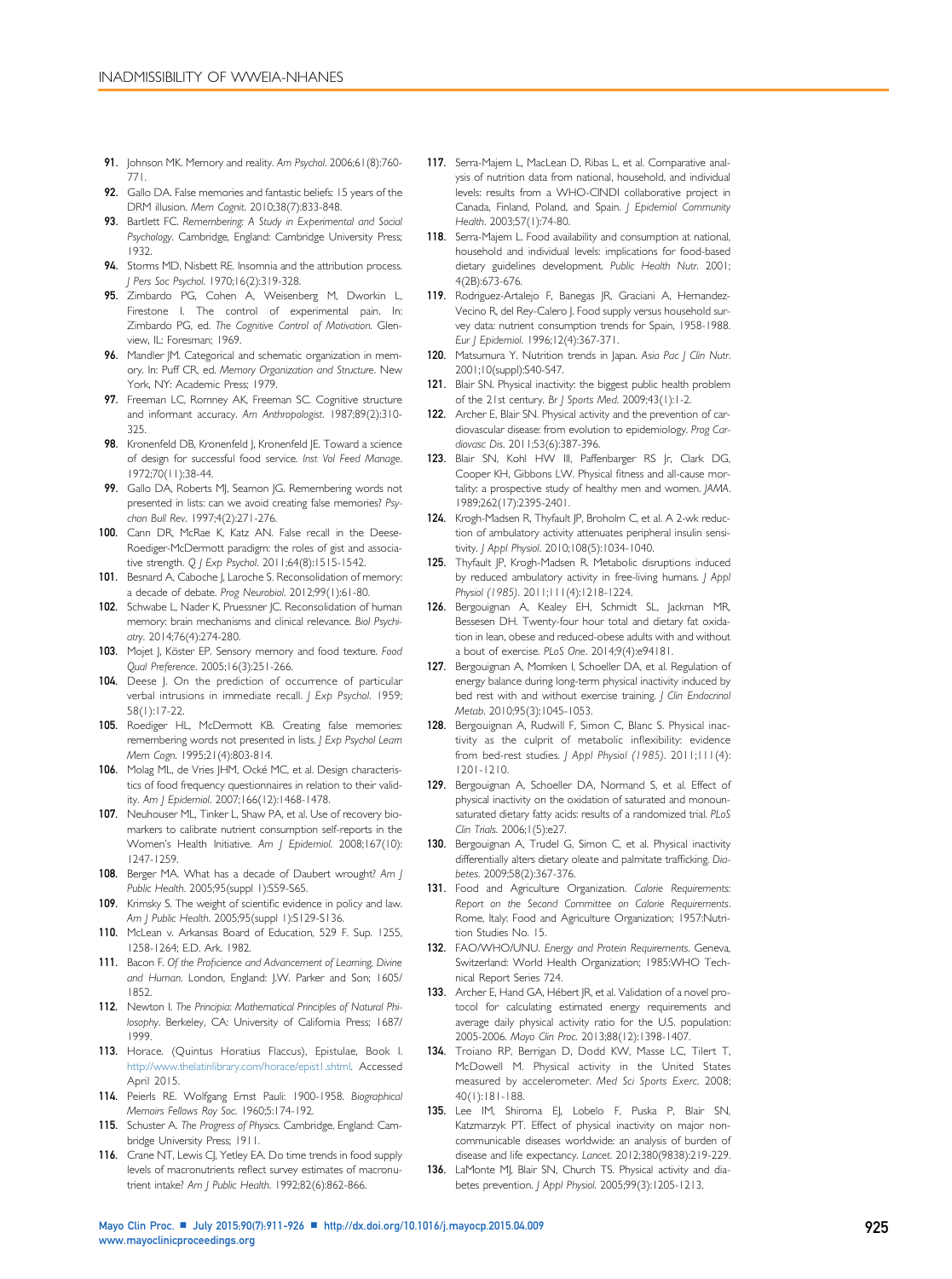91. Johnson MK. Memory and reality. *Am Psychol*. 2006;61(8):760-771.
92. Gallo DA. False memories and fantastic beliefs: 15 years of the DRM illusion. *Mem Cognit*. 2010;38(7):833-848.
93. Bartlett FC. *Remembering: A Study in Experimental and Social Psychology*. Cambridge, England: Cambridge University Press; 1932.
94. Storms MD, Nisbett RE. Insomnia and the attribution process. *J Pers Soc Psychol*. 1970;16(2):319-328.
95. Zimbardo PG, Cohen A, Weisenberg M, Dworkin L, Firestone I. The control of experimental pain. In: Zimbardo PG, ed. *The Cognitive Control of Motivation*. Glenview, IL: Foresman; 1969.
96. Mandler JM. Categorical and schematic organization in memory. In: Puff CR, ed. *Memory Organization and Structure*. New York, NY: Academic Press; 1979.
97. Freeman LC, Romney AK, Freeman SC. Cognitive structure and informant accuracy. *Am Anthropologist*. 1987;89(2):310-325.
98. Kronenfeld DB, Kronenfeld J, Kronenfeld JE. Toward a science of design for successful food service. *Inst Vol Feed Manage*. 1972;70(11):38-44.
99. Gallo DA, Roberts MJ, Seamon JG. Remembering words not presented in lists: can we avoid creating false memories? *Psychon Bull Rev*. 1997;4(2):271-276.
100. Cann DR, McRae K, Katz AN. False recall in the Deese-Roediger-McDermott paradigm: the roles of gist and associative strength. *Q J Exp Psychol*. 2011;64(8):1515-1542.
101. Besnard A, Caboche J, Laroche S. Reconsolidation of memory: a decade of debate. *Prog Neurobiol*. 2012;99(1):61-80.
102. Schwabe L, Nader K, Pruessner JC. Reconsolidation of human memory: brain mechanisms and clinical relevance. *Biol Psychiatry*. 2014;76(4):274-280.
103. Mojet J, Köster EP. Sensory memory and food texture. *Food Qual Preference*. 2005;16(3):251-266.
104. Deese J. On the prediction of occurrence of particular verbal intrusions in immediate recall. *J Exp Psychol*. 1959;58(1):17-22.
105. Roediger HL, McDermott KB. Creating false memories: remembering words not presented in lists. *J Exp Psychol Learn Mem Cogn*. 1995;21(4):803-814.
106. Molag ML, de Vries JHM, Ocké MC, et al. Design characteristics of food frequency questionnaires in relation to their validity. *Am J Epidemiol*. 2007;166(12):1468-1478.
107. Neuhouser ML, Tinker L, Shaw PA, et al. Use of recovery biomarkers to calibrate nutrient consumption self-reports in the Women's Health Initiative. *Am J Epidemiol*. 2008;167(10):1247-1259.
108. Berger MA. What has a decade of Daubert wrought? *Am J Public Health*. 2005;95(suppl 1):S59-S65.
109. Krimsky S. The weight of scientific evidence in policy and law. *Am J Public Health*. 2005;95(suppl 1):S129-S136.
110. McLean v. Arkansas Board of Education, 529 F. Sup. 1255, 1258-1264; E.D. Ark. 1982.
111. Bacon F. *Of the Proficience and Advancement of Learning, Divine and Human*. London, England: J.W. Parker and Son; 1605/1852.
112. Newton I. *The Principia: Mathematical Principles of Natural Philosophy*. Berkeley, CA: University of California Press; 1687/1999.
113. Horace. (Quintus Horatius Flaccus), Epistulae, Book I. http://www.thelatinlibrary.com/horace/epist1.shtml. Accessed April 2015.
114. Peierls RE. Wolfgang Ernst Pauli: 1900-1958. *Biographical Memoirs Fellows Roy Soc*. 1960;5:174-192.
115. Schuster A. *The Progress of Physics*. Cambridge, England: Cambridge University Press; 1911.
116. Crane NT, Lewis CJ, Yetley EA. Do time trends in food supply levels of macronutrients reflect survey estimates of macronutrient intake? *Am J Public Health*. 1992;82(6):862-866.
117. Serra-Majem L, MacLean D, Ribas L, et al. Comparative analysis of nutrition data from national, household, and individual levels: results from a WHO-CINDI collaborative project in Canada, Finland, Poland, and Spain. *J Epidemiol Community Health*. 2003;57(1):74-80.
118. Serra-Majem L. Food availability and consumption at national, household and individual levels: implications for food-based dietary guidelines development. *Public Health Nutr*. 2001;4(2B):673-676.
119. Rodriguez-Artalejo F, Banegas JR, Graciani A, Hernandez-Vecino R, del Rey-Calero J. Food supply versus household survey data: nutrient consumption trends for Spain, 1958-1988. *Eur J Epidemiol*. 1996;12(4):367-371.
120. Matsumura Y. Nutrition trends in Japan. *Asia Pac J Clin Nutr*. 2001;10(suppl):S40-S47.
121. Blair SN. Physical inactivity: the biggest public health problem of the 21st century. *Br J Sports Med*. 2009;43(1):1-2.
122. Archer E, Blair SN. Physical activity and the prevention of cardiovascular disease: from evolution to epidemiology. *Prog Cardiovasc Dis*. 2011;53(6):387-396.
123. Blair SN, Kohl HW III, Paffenbarger RS Jr, Clark DG, Cooper KH, Gibbons LW. Physical fitness and all-cause mortality: a prospective study of healthy men and women. *JAMA*. 1989;262(17):2395-2401.
124. Krogh-Madsen R, Thyfault JP, Broholm C, et al. A 2-wk reduction of ambulatory activity attenuates peripheral insulin sensitivity. *J Appl Physiol*. 2010;108(5):1034-1040.
125. Thyfault JP, Krogh-Madsen R. Metabolic disruptions induced by reduced ambulatory activity in free-living humans. *J Appl Physiol (1985)*. 2011;111(4):1218-1224.
126. Bergouignan A, Kealey EH, Schmidt SL, Jackman MR, Bessesen DH. Twenty-four hour total and dietary fat oxidation in lean, obese and reduced-obese adults with and without a bout of exercise. *PLoS One*. 2014;9(4):e94181.
127. Bergouignan A, Momken I, Schoeller DA, et al. Regulation of energy balance during long-term physical inactivity induced by bed rest with and without exercise training. *J Clin Endocrinol Metab*. 2010;95(3):1045-1053.
128. Bergouignan A, Rudwill F, Simon C, Blanc S. Physical inactivity as the culprit of metabolic inflexibility: evidence from bed-rest studies. *J Appl Physiol (1985)*. 2011;111(4):1201-1210.
129. Bergouignan A, Schoeller DA, Normand S, et al. Effect of physical inactivity on the oxidation of saturated and monounsaturated dietary fatty acids: results of a randomized trial. *PLoS Clin Trials*. 2006;1(5):e27.
130. Bergouignan A, Trudel G, Simon C, et al. Physical inactivity differentially alters dietary oleate and palmitate trafficking. *Diabetes*. 2009;58(2):367-376.
131. Food and Agriculture Organization. *Calorie Requirements: Report on the Second Committee on Calorie Requirements*. Rome, Italy: Food and Agriculture Organization; 1957:Nutrition Studies No. 15.
132. FAO/WHO/UNU. *Energy and Protein Requirements*. Geneva, Switzerland: World Health Organization; 1985:WHO Technical Report Series 724.
133. Archer E, Hand GA, Hébert JR, et al. Validation of a novel protocol for calculating estimated energy requirements and average daily physical activity ratio for the U.S. population: 2005-2006. *Mayo Clin Proc*. 2013;88(12):1398-1407.
134. Troiano RP, Berrigan D, Dodd KW, Masse LC, Tilert T, McDowell M. Physical activity in the United States measured by accelerometer. *Med Sci Sports Exerc*. 2008;40(1):181-188.
135. Lee IM, Shiroma EJ, Lobelo F, Puska P, Blair SN, Katzmarzyk PT. Effect of physical inactivity on major non-communicable diseases worldwide: an analysis of burden of disease and life expectancy. *Lancet*. 2012;380(9838):219-229.
136. LaMonte MJ, Blair SN, Church TS. Physical activity and diabetes prevention. *J Appl Physiol*. 2005;99(3):1205-1213.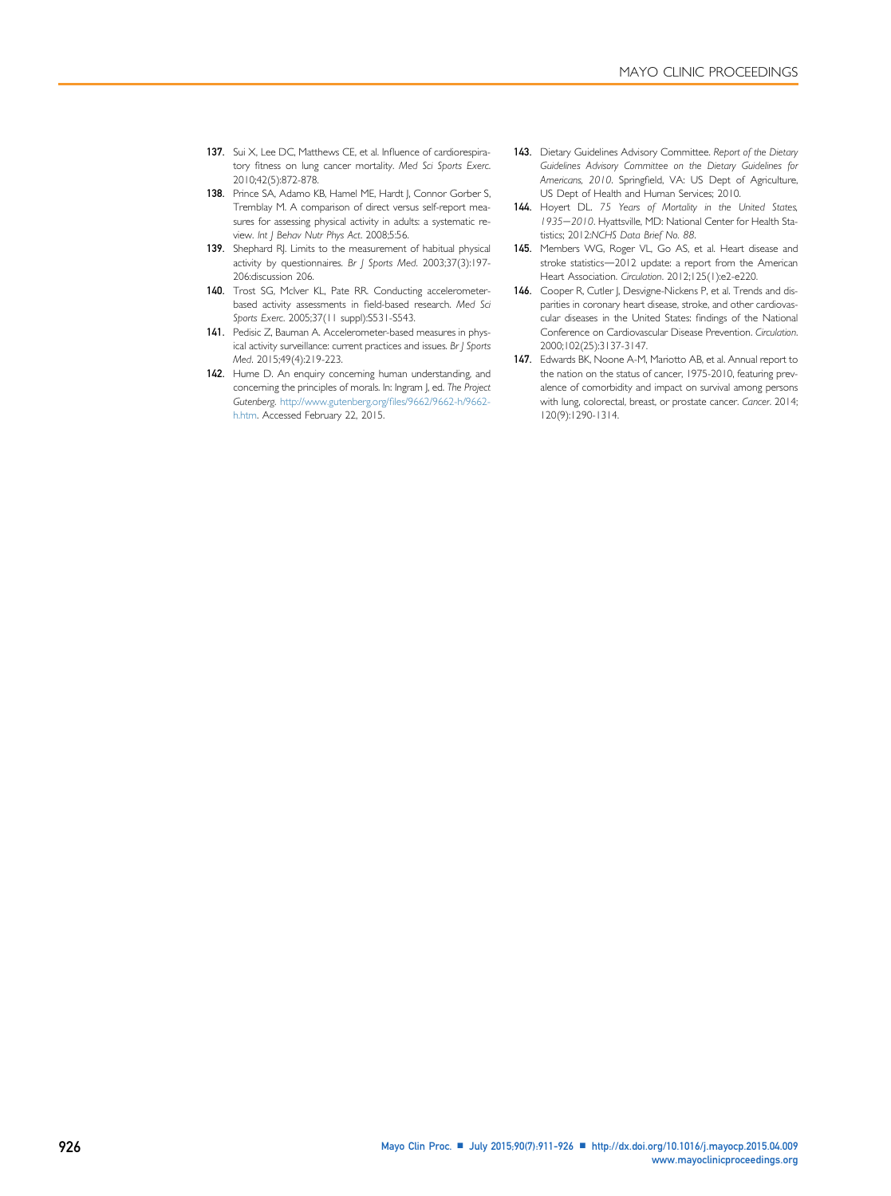137. Sui X, Lee DC, Matthews CE, et al. Influence of cardiorespiratory fitness on lung cancer mortality. *Med Sci Sports Exerc*. 2010;42(5):872-878.
138. Prince SA, Adamo KB, Hamel ME, Hardt J, Connor Gorber S, Tremblay M. A comparison of direct versus self-report measures for assessing physical activity in adults: a systematic review. *Int J Behav Nutr Phys Act*. 2008;5:56.
139. Shephard RJ. Limits to the measurement of habitual physical activity by questionnaires. *Br J Sports Med*. 2003;37(3):197-206:discussion 206.
140. Trost SG, McIver KL, Pate RR. Conducting accelerometer-based activity assessments in field-based research. *Med Sci Sports Exerc*. 2005;37(11 suppl):S531-S543.
141. Pedisic Z, Bauman A. Accelerometer-based measures in physical activity surveillance: current practices and issues. *Br J Sports Med*. 2015;49(4):219-223.
142. Hume D. An enquiry concerning human understanding, and concerning the principles of morals. In: Ingram J, ed. *The Project Gutenberg*. http://www.gutenberg.org/files/9662/9662-h/9662-h.htm. Accessed February 22, 2015.
143. Dietary Guidelines Advisory Committee. *Report of the Dietary Guidelines Advisory Committee on the Dietary Guidelines for Americans, 2010*. Springfield, VA: US Dept of Agriculture, US Dept of Health and Human Services; 2010.
144. Hoyert DL. *75 Years of Mortality in the United States, 1935—2010*. Hyattsville, MD: National Center for Health Statistics; 2012:*NCHS Data Brief No. 88*.
145. Members WG, Roger VL, Go AS, et al. Heart disease and stroke statistics—2012 update: a report from the American Heart Association. *Circulation*. 2012;125(1):e2-e220.
146. Cooper R, Cutler J, Desvigne-Nickens P, et al. Trends and disparities in coronary heart disease, stroke, and other cardiovascular diseases in the United States: findings of the National Conference on Cardiovascular Disease Prevention. *Circulation*. 2000;102(25):3137-3147.
147. Edwards BK, Noone A-M, Mariotto AB, et al. Annual report to the nation on the status of cancer, 1975-2010, featuring prevalence of comorbidity and impact on survival among persons with lung, colorectal, breast, or prostate cancer. *Cancer*. 2014;120(9):1290-1314.